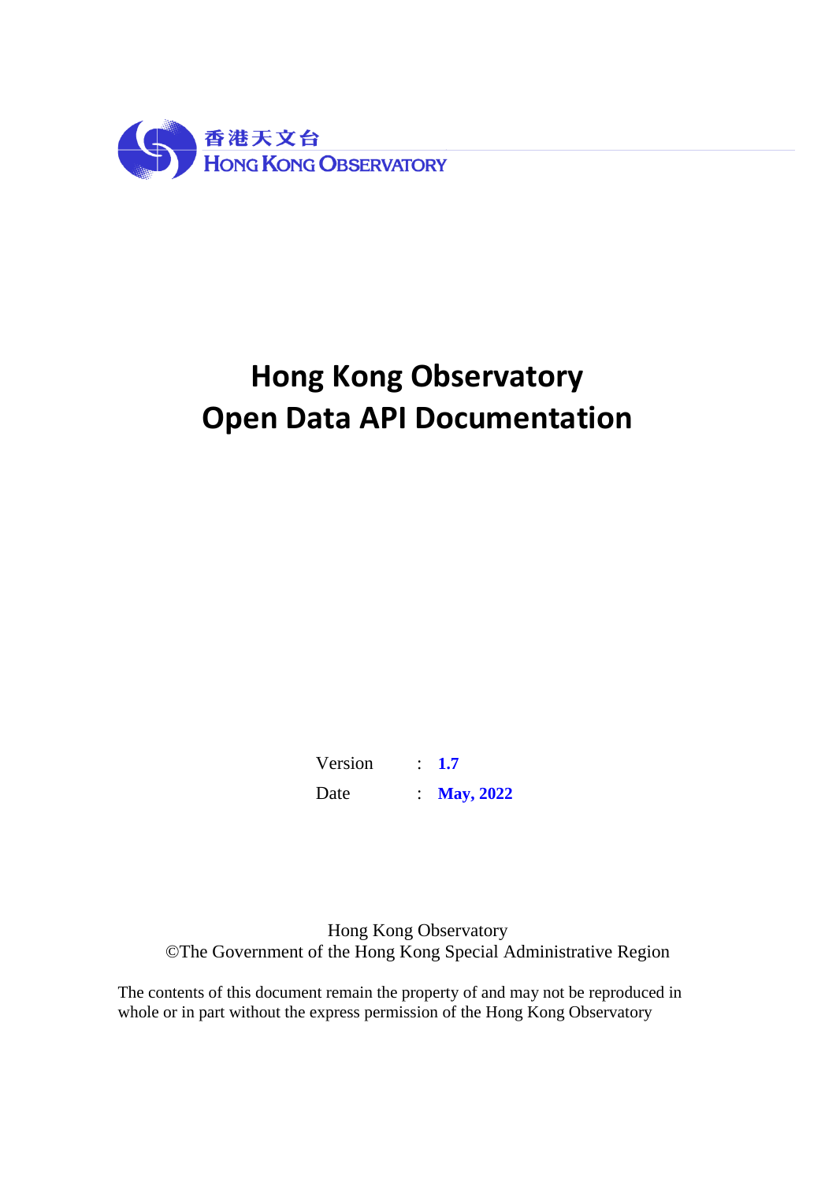香港天文台
HONG KONG OBSERVATORY

# Hong Kong Observatory
# Open Data API Documentation

| | | |
|---|---|---|
| Version | : | **1.7** |
| Date | : | **May, 2022** |

Hong Kong Observatory
©The Government of the Hong Kong Special Administrative Region

The contents of this document remain the property of and may not be reproduced in whole or in part without the express permission of the Hong Kong Observatory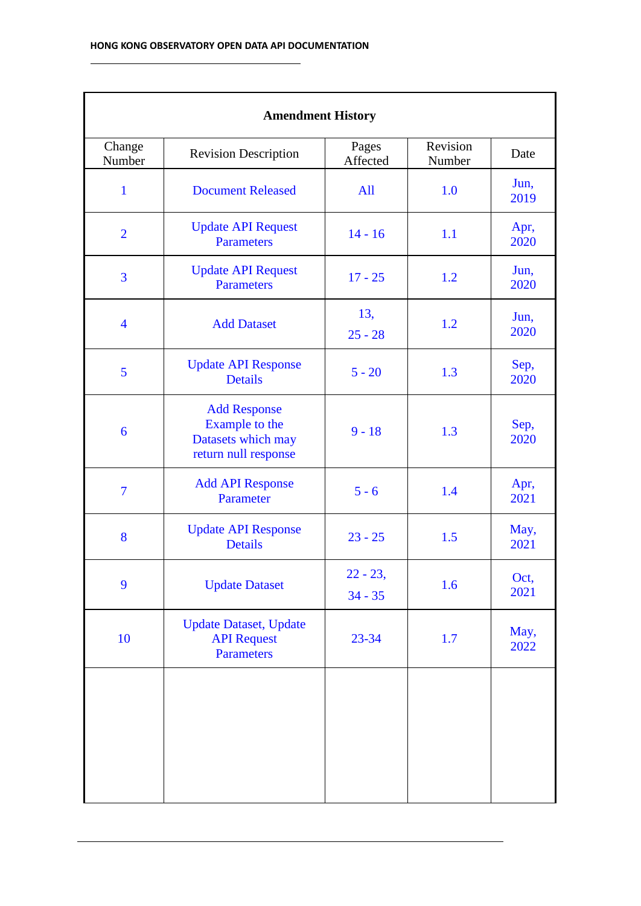## Amendment History

| Change Number | Revision Description | Pages Affected | Revision Number | Date |
|---|---|---|---|---|
| 1 | Document Released | All | 1.0 | Jun, 2019 |
| 2 | Update API Request Parameters | 14 - 16 | 1.1 | Apr, 2020 |
| 3 | Update API Request Parameters | 17 - 25 | 1.2 | Jun, 2020 |
| 4 | Add Dataset | 13, 25 - 28 | 1.2 | Jun, 2020 |
| 5 | Update API Response Details | 5 - 20 | 1.3 | Sep, 2020 |
| 6 | Add Response Example to the Datasets which may return null response | 9 - 18 | 1.3 | Sep, 2020 |
| 7 | Add API Response Parameter | 5 - 6 | 1.4 | Apr, 2021 |
| 8 | Update API Response Details | 23 - 25 | 1.5 | May, 2021 |
| 9 | Update Dataset | 22 - 23, 34 - 35 | 1.6 | Oct, 2021 |
| 10 | Update Dataset, Update API Request Parameters | 23-34 | 1.7 | May, 2022 |
| | | | | |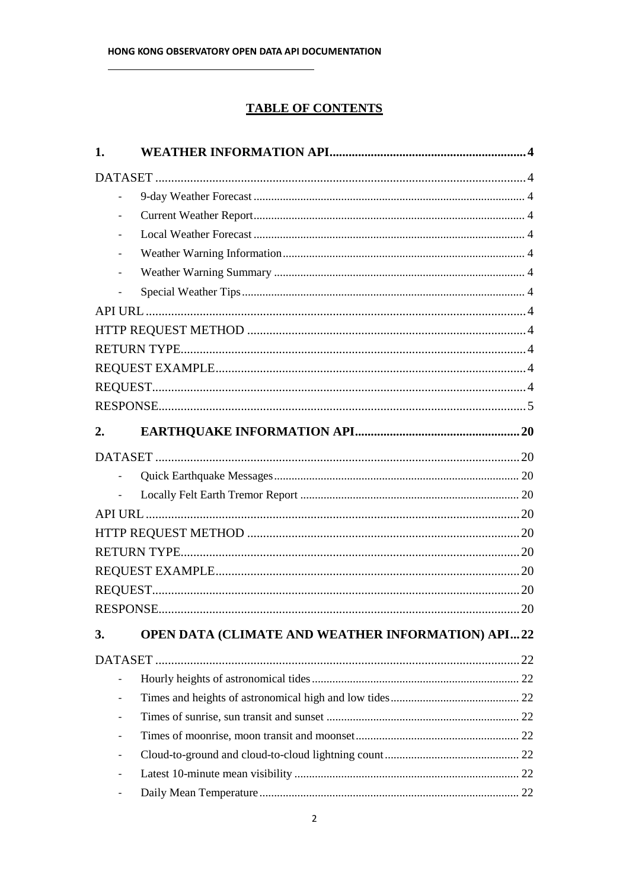# TABLE OF CONTENTS

**1. WEATHER INFORMATION API** ..... 4

DATASET ..... 4

- 9-day Weather Forecast ..... 4
- Current Weather Report ..... 4
- Local Weather Forecast ..... 4
- Weather Warning Information ..... 4
- Weather Warning Summary ..... 4
- Special Weather Tips ..... 4

API URL ..... 4

HTTP REQUEST METHOD ..... 4

RETURN TYPE ..... 4

REQUEST EXAMPLE ..... 4

REQUEST ..... 4

RESPONSE ..... 5

**2. EARTHQUAKE INFORMATION API** ..... 20

DATASET ..... 20

- Quick Earthquake Messages ..... 20
- Locally Felt Earth Tremor Report ..... 20

API URL ..... 20

HTTP REQUEST METHOD ..... 20

RETURN TYPE ..... 20

REQUEST EXAMPLE ..... 20

REQUEST ..... 20

RESPONSE ..... 20

**3. OPEN DATA (CLIMATE AND WEATHER INFORMATION) API** ..... 22

DATASET ..... 22

- Hourly heights of astronomical tides ..... 22
- Times and heights of astronomical high and low tides ..... 22
- Times of sunrise, sun transit and sunset ..... 22
- Times of moonrise, moon transit and moonset ..... 22
- Cloud-to-ground and cloud-to-cloud lightning count ..... 22
- Latest 10-minute mean visibility ..... 22
- Daily Mean Temperature ..... 22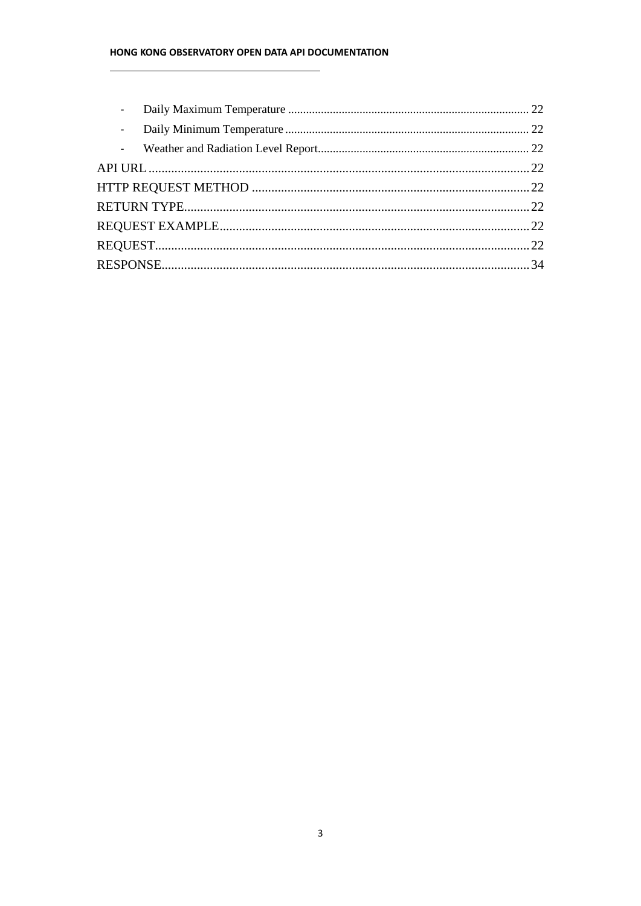- Daily Maximum Temperature ........................................................................ 22
- Daily Minimum Temperature ........................................................................ 22
- Weather and Radiation Level Report............................................................. 22

API URL ........................................................................................................ 22

HTTP REQUEST METHOD ............................................................................. 22

RETURN TYPE................................................................................................ 22

REQUEST EXAMPLE...................................................................................... 22

REQUEST....................................................................................................... 22

RESPONSE..................................................................................................... 34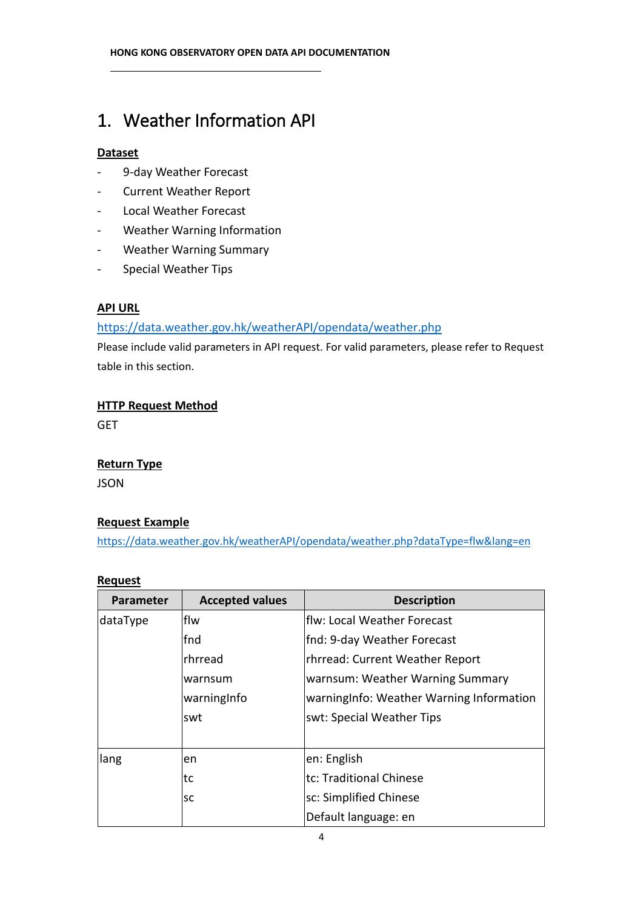# 1. Weather Information API

**Dataset**

- 9-day Weather Forecast
- Current Weather Report
- Local Weather Forecast
- Weather Warning Information
- Weather Warning Summary
- Special Weather Tips

**API URL**

https://data.weather.gov.hk/weatherAPI/opendata/weather.php

Please include valid parameters in API request. For valid parameters, please refer to Request table in this section.

**HTTP Request Method**

GET

**Return Type**

JSON

**Request Example**

https://data.weather.gov.hk/weatherAPI/opendata/weather.php?dataType=flw&lang=en

**Request**

| Parameter | Accepted values | Description |
|---|---|---|
| dataType | flw<br>fnd<br>rhrread<br>warnsum<br>warningInfo<br>swt | flw: Local Weather Forecast<br>fnd: 9-day Weather Forecast<br>rhrread: Current Weather Report<br>warnsum: Weather Warning Summary<br>warningInfo: Weather Warning Information<br>swt: Special Weather Tips |
| lang | en<br>tc<br>sc | en: English<br>tc: Traditional Chinese<br>sc: Simplified Chinese<br>Default language: en |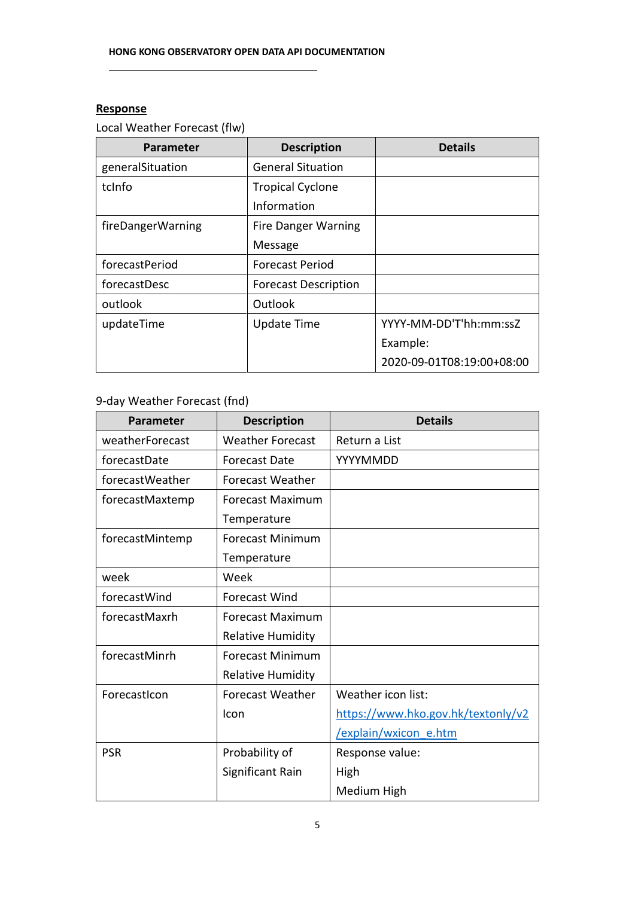**Response**

Local Weather Forecast (flw)

| Parameter | Description | Details |
| --- | --- | --- |
| generalSituation | General Situation | |
| tcInfo | Tropical Cyclone Information | |
| fireDangerWarning | Fire Danger Warning Message | |
| forecastPeriod | Forecast Period | |
| forecastDesc | Forecast Description | |
| outlook | Outlook | |
| updateTime | Update Time | YYYY-MM-DD'T'hh:mm:ssZ Example: 2020-09-01T08:19:00+08:00 |

9-day Weather Forecast (fnd)

| Parameter | Description | Details |
| --- | --- | --- |
| weatherForecast | Weather Forecast | Return a List |
| forecastDate | Forecast Date | YYYYMMDD |
| forecastWeather | Forecast Weather | |
| forecastMaxtemp | Forecast Maximum Temperature | |
| forecastMintemp | Forecast Minimum Temperature | |
| week | Week | |
| forecastWind | Forecast Wind | |
| forecastMaxrh | Forecast Maximum Relative Humidity | |
| forecastMinrh | Forecast Minimum Relative Humidity | |
| ForecastIcon | Forecast Weather Icon | Weather icon list: [https://www.hko.gov.hk/textonly/v2/explain/wxicon_e.htm](https://www.hko.gov.hk/textonly/v2/explain/wxicon_e.htm) |
| PSR | Probability of Significant Rain | Response value: High Medium High |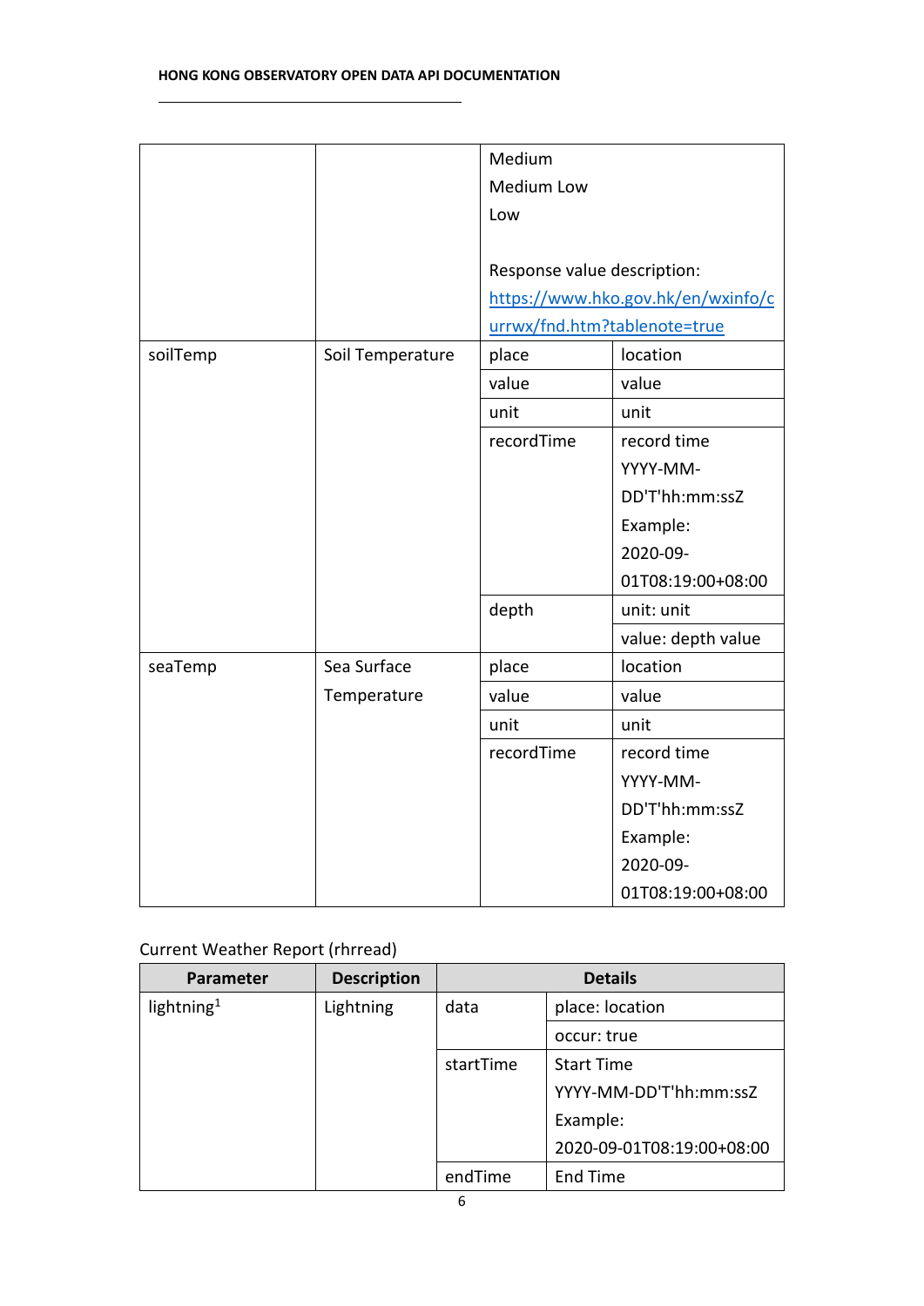| | | | |
|---|---|---|---|
| | | Medium<br>Medium Low<br>Low<br><br>Response value description: [https://www.hko.gov.hk/en/wxinfo/currwx/fnd.htm?tablenote=true](https://www.hko.gov.hk/en/wxinfo/currwx/fnd.htm?tablenote=true) | |
| soilTemp | Soil Temperature | place | location |
| | | value | value |
| | | unit | unit |
| | | recordTime | record time YYYY-MM-DD'T'hh:mm:ssZ Example: 2020-09-01T08:19:00+08:00 |
| | | depth | unit: unit |
| | | | value: depth value |
| seaTemp | Sea Surface Temperature | place | location |
| | | value | value |
| | | unit | unit |
| | | recordTime | record time YYYY-MM-DD'T'hh:mm:ssZ Example: 2020-09-01T08:19:00+08:00 |

Current Weather Report (rhrread)

| Parameter | Description | Details | |
|---|---|---|---|
| lightning[1] | Lightning | data | place: location |
| | | | occur: true |
| | | startTime | Start Time YYYY-MM-DD'T'hh:mm:ssZ Example: 2020-09-01T08:19:00+08:00 |
| | | endTime | End Time |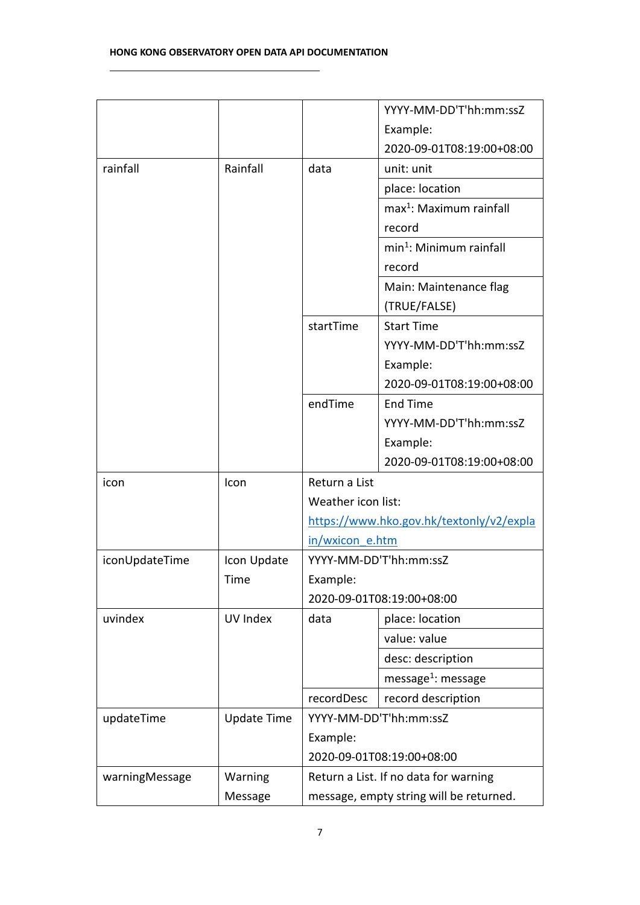| | | | |
|---|---|---|---|
| | | | YYYY-MM-DD'T'hh:mm:ssZ<br>Example:<br>2020-09-01T08:19:00+08:00 |
| rainfall | Rainfall | data | unit: unit |
| | | | place: location |
| | | | max[1]: Maximum rainfall record |
| | | | min[1]: Minimum rainfall record |
| | | | Main: Maintenance flag (TRUE/FALSE) |
| | | startTime | Start Time<br>YYYY-MM-DD'T'hh:mm:ssZ<br>Example:<br>2020-09-01T08:19:00+08:00 |
| | | endTime | End Time<br>YYYY-MM-DD'T'hh:mm:ssZ<br>Example:<br>2020-09-01T08:19:00+08:00 |
| icon | Icon | Return a List<br>Weather icon list:<br>https://www.hko.gov.hk/textonly/v2/explain/wxicon_e.htm | |
| iconUpdateTime | Icon Update Time | YYYY-MM-DD'T'hh:mm:ssZ<br>Example:<br>2020-09-01T08:19:00+08:00 | |
| uvindex | UV Index | data | place: location |
| | | | value: value |
| | | | desc: description |
| | | | message[1]: message |
| | | recordDesc | record description |
| updateTime | Update Time | YYYY-MM-DD'T'hh:mm:ssZ<br>Example:<br>2020-09-01T08:19:00+08:00 | |
| warningMessage | Warning Message | Return a List. If no data for warning message, empty string will be returned. | |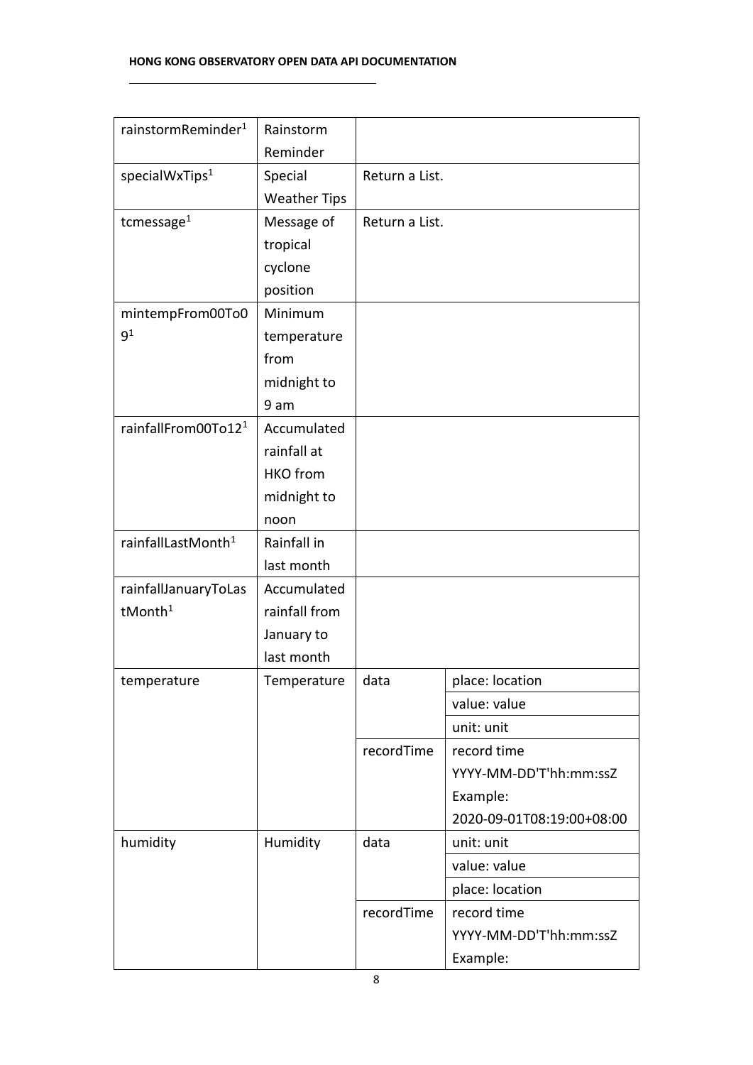| | | | |
|---|---|---|---|
| rainstormReminder[1] | Rainstorm Reminder | | |
| specialWxTips[1] | Special Weather Tips | Return a List. | |
| tcmessage[1] | Message of tropical cyclone position | Return a List. | |
| mintempFrom00To09[1] | Minimum temperature from midnight to 9 am | | |
| rainfallFrom00To12[1] | Accumulated rainfall at HKO from midnight to noon | | |
| rainfallLastMonth[1] | Rainfall in last month | | |
| rainfallJanuaryToLastMonth[1] | Accumulated rainfall from January to last month | | |
| temperature | Temperature | data | place: location |
| | | | value: value |
| | | | unit: unit |
| | | recordTime | record time YYYY-MM-DD'T'hh:mm:ssZ Example: 2020-09-01T08:19:00+08:00 |
| humidity | Humidity | data | unit: unit |
| | | | value: value |
| | | | place: location |
| | | recordTime | record time YYYY-MM-DD'T'hh:mm:ssZ Example: |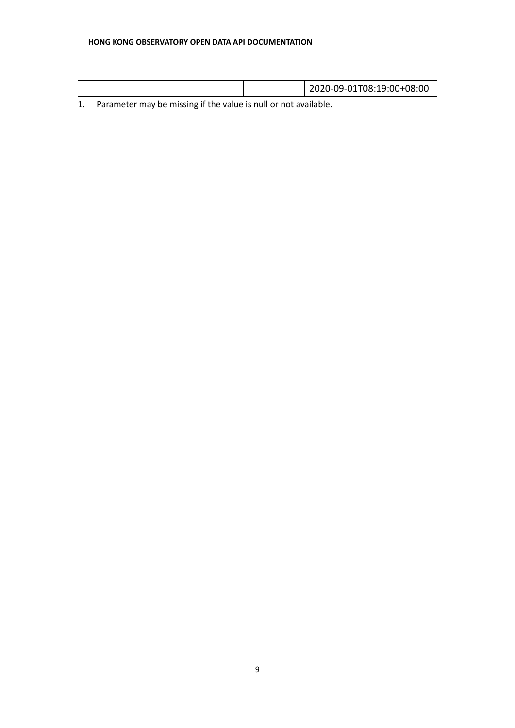| | | | |
|---|---|---|---|
| | | | 2020-09-01T08:19:00+08:00 |

1. Parameter may be missing if the value is null or not available.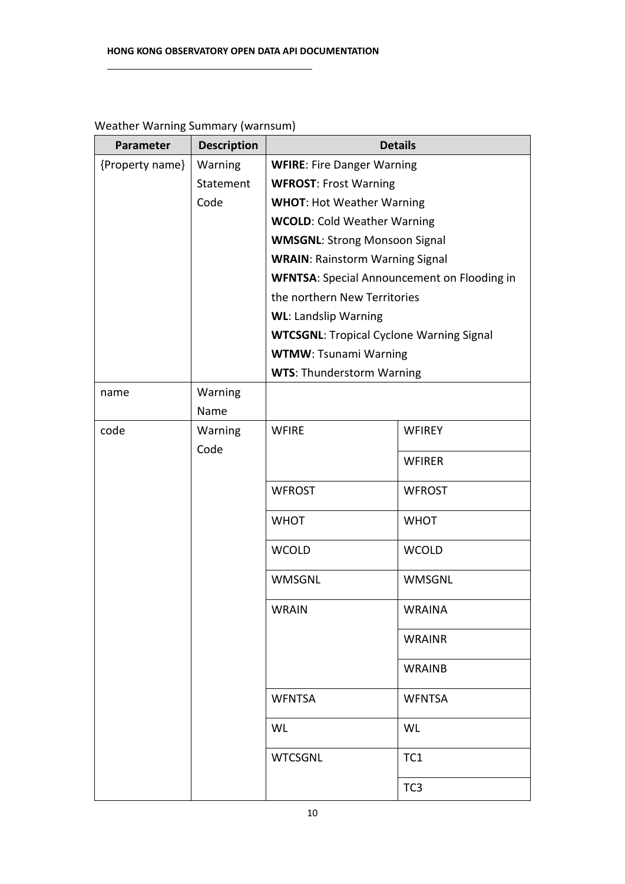Weather Warning Summary (warnsum)

| Parameter | Description | Details | |
|---|---|---|---|
| {Property name} | Warning Statement Code | **WFIRE**: Fire Danger Warning<br>**WFROST**: Frost Warning<br>**WHOT**: Hot Weather Warning<br>**WCOLD**: Cold Weather Warning<br>**WMSGNL**: Strong Monsoon Signal<br>**WRAIN**: Rainstorm Warning Signal<br>**WFNTSA**: Special Announcement on Flooding in the northern New Territories<br>**WL**: Landslip Warning<br>**WTCSGNL**: Tropical Cyclone Warning Signal<br>**WTMW**: Tsunami Warning<br>**WTS**: Thunderstorm Warning | |
| name | Warning Name | | |
| code | Warning Code | WFIRE | WFIREY |
| | | | WFIRER |
| | | WFROST | WFROST |
| | | WHOT | WHOT |
| | | WCOLD | WCOLD |
| | | WMSGNL | WMSGNL |
| | | WRAIN | WRAINA |
| | | | WRAINR |
| | | | WRAINB |
| | | WFNTSA | WFNTSA |
| | | WL | WL |
| | | WTCSGNL | TC1 |
| | | | TC3 |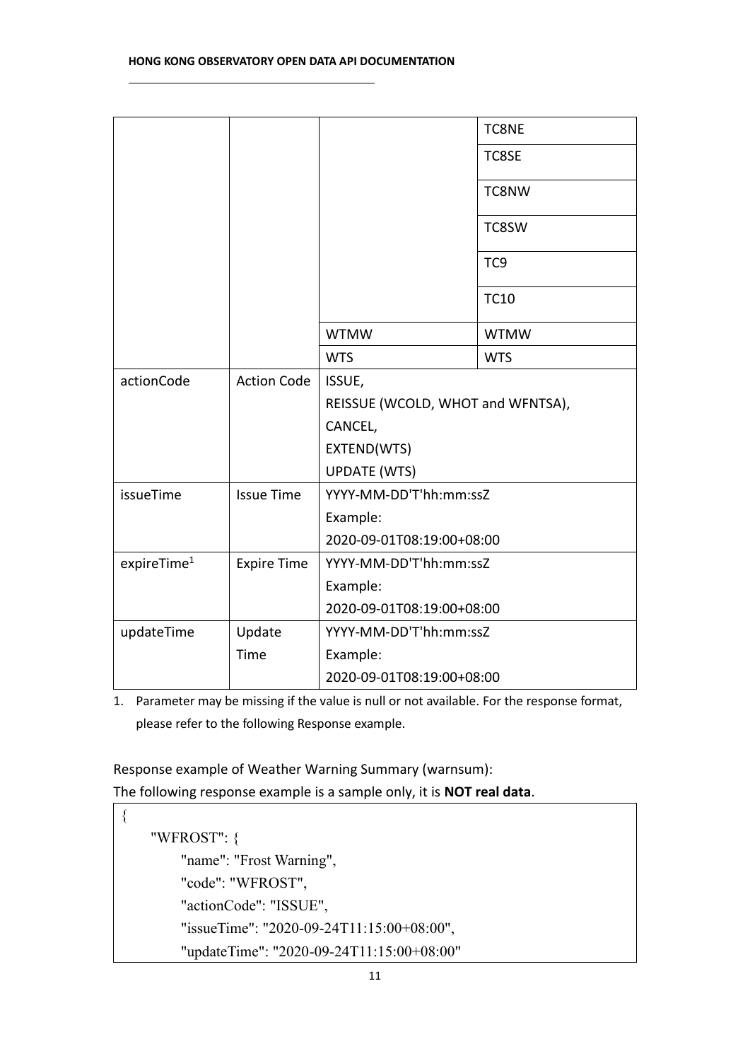| | | | TC8NE |
|---|---|---|---|
| | | | TC8SE |
| | | | TC8NW |
| | | | TC8SW |
| | | | TC9 |
| | | | TC10 |
| | | WTMW | WTMW |
| | | WTS | WTS |
| actionCode | Action Code | ISSUE,<br>REISSUE (WCOLD, WHOT and WFNTSA),<br>CANCEL,<br>EXTEND(WTS)<br>UPDATE (WTS) | |
| issueTime | Issue Time | YYYY-MM-DD'T'hh:mm:ssZ<br>Example:<br>2020-09-01T08:19:00+08:00 | |
| expireTime[1] | Expire Time | YYYY-MM-DD'T'hh:mm:ssZ<br>Example:<br>2020-09-01T08:19:00+08:00 | |
| updateTime | Update Time | YYYY-MM-DD'T'hh:mm:ssZ<br>Example:<br>2020-09-01T08:19:00+08:00 | |

1. Parameter may be missing if the value is null or not available. For the response format, please refer to the following Response example.

Response example of Weather Warning Summary (warnsum):

The following response example is a sample only, it is **NOT real data**.

```
{
    "WFROST": {
        "name": "Frost Warning",
        "code": "WFROST",
        "actionCode": "ISSUE",
        "issueTime": "2020-09-24T11:15:00+08:00",
        "updateTime": "2020-09-24T11:15:00+08:00"
```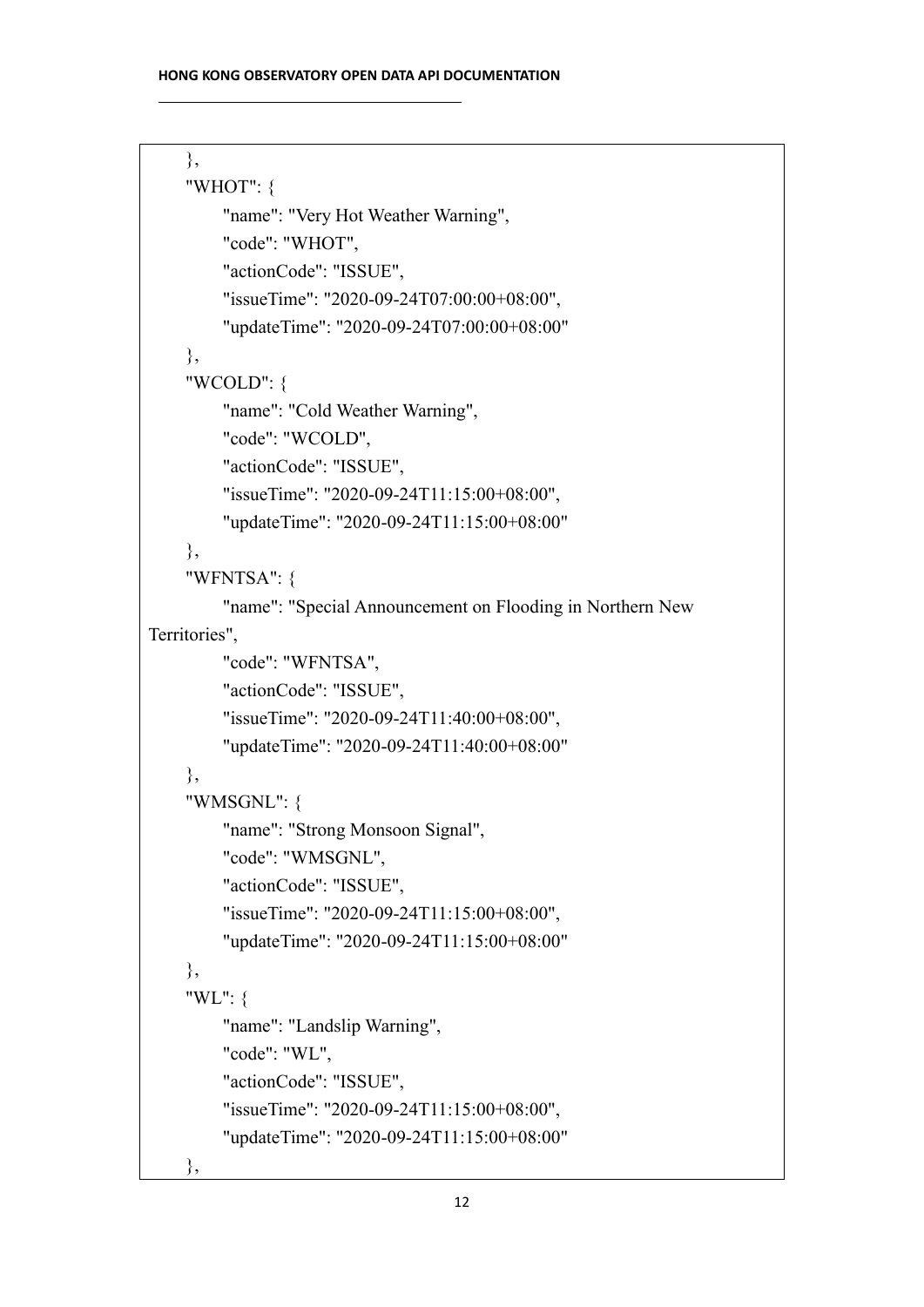```
    },
    "WHOT": {
        "name": "Very Hot Weather Warning",
        "code": "WHOT",
        "actionCode": "ISSUE",
        "issueTime": "2020-09-24T07:00:00+08:00",
        "updateTime": "2020-09-24T07:00:00+08:00"
    },
    "WCOLD": {
        "name": "Cold Weather Warning",
        "code": "WCOLD",
        "actionCode": "ISSUE",
        "issueTime": "2020-09-24T11:15:00+08:00",
        "updateTime": "2020-09-24T11:15:00+08:00"
    },
    "WFNTSA": {
        "name": "Special Announcement on Flooding in Northern New
Territories",
        "code": "WFNTSA",
        "actionCode": "ISSUE",
        "issueTime": "2020-09-24T11:40:00+08:00",
        "updateTime": "2020-09-24T11:40:00+08:00"
    },
    "WMSGNL": {
        "name": "Strong Monsoon Signal",
        "code": "WMSGNL",
        "actionCode": "ISSUE",
        "issueTime": "2020-09-24T11:15:00+08:00",
        "updateTime": "2020-09-24T11:15:00+08:00"
    },
    "WL": {
        "name": "Landslip Warning",
        "code": "WL",
        "actionCode": "ISSUE",
        "issueTime": "2020-09-24T11:15:00+08:00",
        "updateTime": "2020-09-24T11:15:00+08:00"
    },
```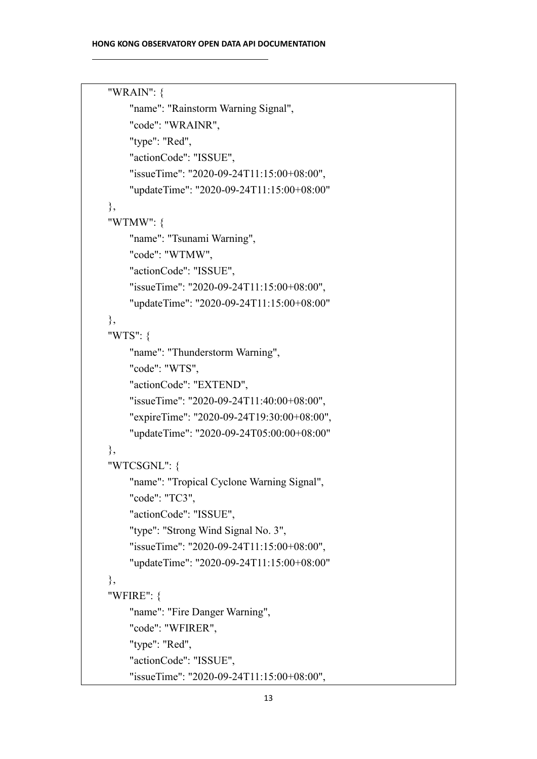```
"WRAIN": {
    "name": "Rainstorm Warning Signal",
    "code": "WRAINR",
    "type": "Red",
    "actionCode": "ISSUE",
    "issueTime": "2020-09-24T11:15:00+08:00",
    "updateTime": "2020-09-24T11:15:00+08:00"
},
"WTMW": {
    "name": "Tsunami Warning",
    "code": "WTMW",
    "actionCode": "ISSUE",
    "issueTime": "2020-09-24T11:15:00+08:00",
    "updateTime": "2020-09-24T11:15:00+08:00"
},
"WTS": {
    "name": "Thunderstorm Warning",
    "code": "WTS",
    "actionCode": "EXTEND",
    "issueTime": "2020-09-24T11:40:00+08:00",
    "expireTime": "2020-09-24T19:30:00+08:00",
    "updateTime": "2020-09-24T05:00:00+08:00"
},
"WTCSGNL": {
    "name": "Tropical Cyclone Warning Signal",
    "code": "TC3",
    "actionCode": "ISSUE",
    "type": "Strong Wind Signal No. 3",
    "issueTime": "2020-09-24T11:15:00+08:00",
    "updateTime": "2020-09-24T11:15:00+08:00"
},
"WFIRE": {
    "name": "Fire Danger Warning",
    "code": "WFIRER",
    "type": "Red",
    "actionCode": "ISSUE",
    "issueTime": "2020-09-24T11:15:00+08:00",
```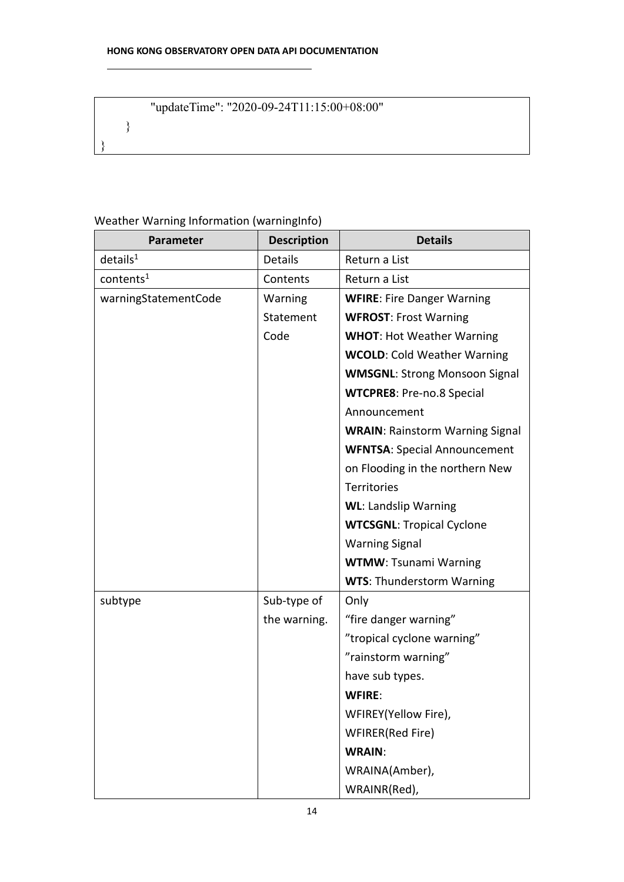```
            "updateTime": "2020-09-24T11:15:00+08:00"
      }
}
```

Weather Warning Information (warningInfo)

| Parameter | Description | Details |
|---|---|---|
| details[1] | Details | Return a List |
| contents[1] | Contents | Return a List |
| warningStatementCode | Warning Statement Code | **WFIRE**: Fire Danger Warning<br>**WFROST**: Frost Warning<br>**WHOT**: Hot Weather Warning<br>**WCOLD**: Cold Weather Warning<br>**WMSGNL**: Strong Monsoon Signal<br>**WTCPRE8**: Pre-no.8 Special Announcement<br>**WRAIN**: Rainstorm Warning Signal<br>**WFNTSA**: Special Announcement on Flooding in the northern New Territories<br>**WL**: Landslip Warning<br>**WTCSGNL**: Tropical Cyclone Warning Signal<br>**WTMW**: Tsunami Warning<br>**WTS**: Thunderstorm Warning |
| subtype | Sub-type of the warning. | Only<br>"fire danger warning"<br>"tropical cyclone warning"<br>"rainstorm warning"<br>have sub types.<br>**WFIRE**:<br>WFIREY(Yellow Fire),<br>WFIRER(Red Fire)<br>**WRAIN**:<br>WRAINA(Amber),<br>WRAINR(Red), |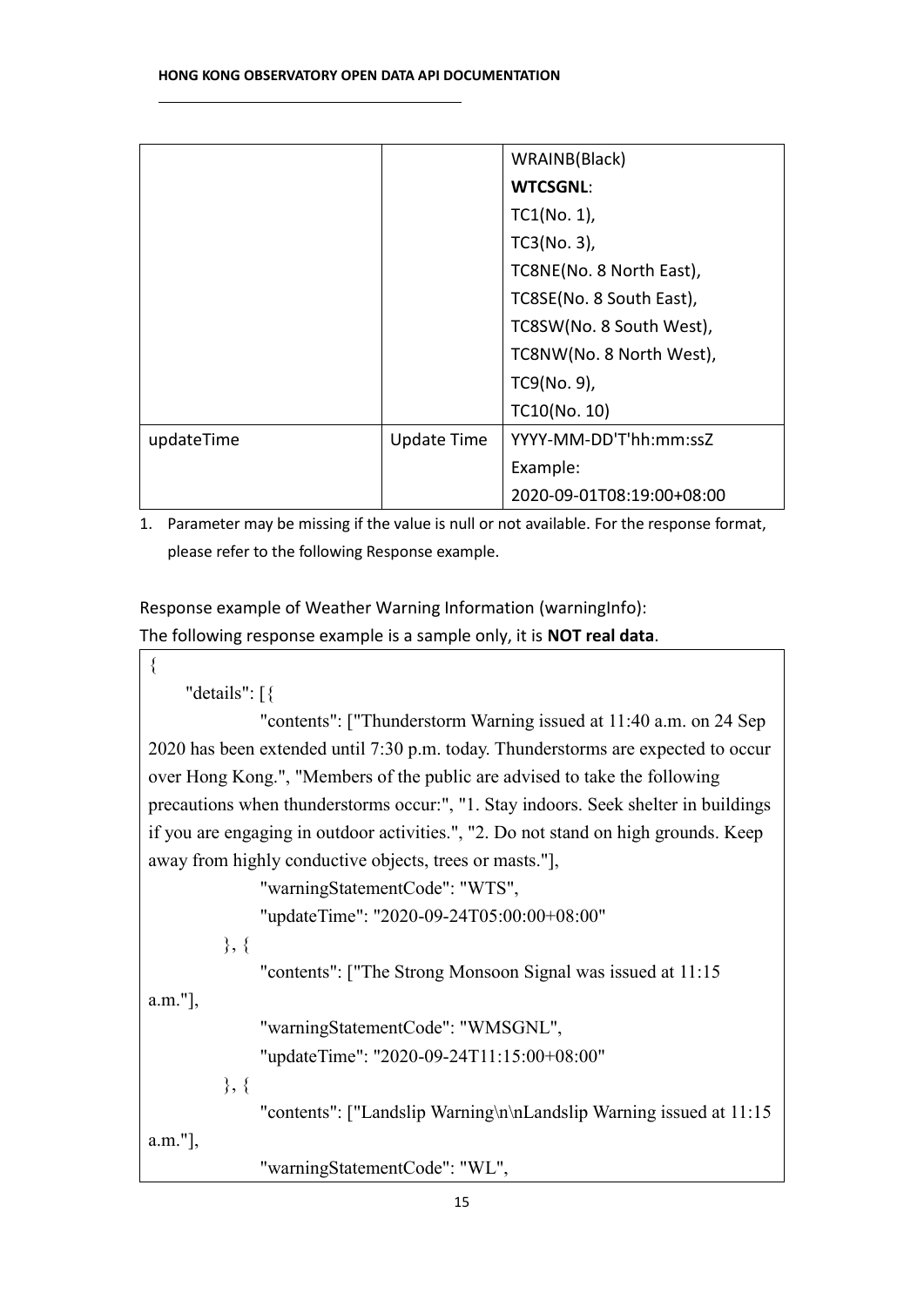| | | WRAINB(Black)<br>**WTCSGNL**:<br>TC1(No. 1),<br>TC3(No. 3),<br>TC8NE(No. 8 North East),<br>TC8SE(No. 8 South East),<br>TC8SW(No. 8 South West),<br>TC8NW(No. 8 North West),<br>TC9(No. 9),<br>TC10(No. 10) |
|---|---|---|
| updateTime | Update Time | YYYY-MM-DD'T'hh:mm:ssZ<br>Example:<br>2020-09-01T08:19:00+08:00 |

1. Parameter may be missing if the value is null or not available. For the response format, please refer to the following Response example.

Response example of Weather Warning Information (warningInfo):
The following response example is a sample only, it is **NOT real data**.

```
{
    "details": [{
            "contents": ["Thunderstorm Warning issued at 11:40 a.m. on 24 Sep 2020 has been extended until 7:30 p.m. today. Thunderstorms are expected to occur over Hong Kong.", "Members of the public are advised to take the following precautions when thunderstorms occur:", "1. Stay indoors. Seek shelter in buildings if you are engaging in outdoor activities.", "2. Do not stand on high grounds. Keep away from highly conductive objects, trees or masts."],
            "warningStatementCode": "WTS",
            "updateTime": "2020-09-24T05:00:00+08:00"
        }, {
            "contents": ["The Strong Monsoon Signal was issued at 11:15 a.m."],
            "warningStatementCode": "WMSGNL",
            "updateTime": "2020-09-24T11:15:00+08:00"
        }, {
            "contents": ["Landslip Warning\n\nLandslip Warning issued at 11:15 a.m."],
            "warningStatementCode": "WL",
```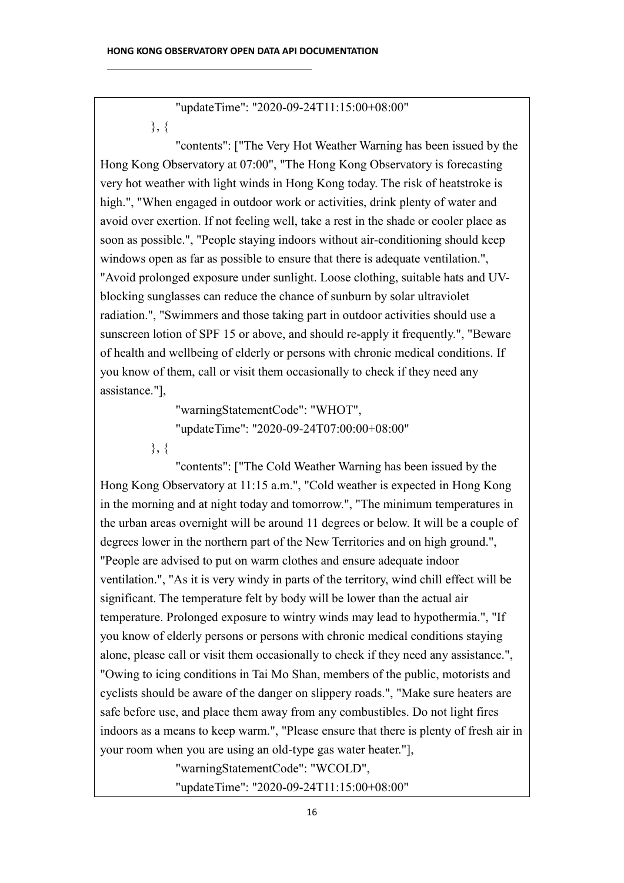```
		"updateTime": "2020-09-24T11:15:00+08:00"
	}, {
		"contents": ["The Very Hot Weather Warning has been issued by the Hong Kong Observatory at 07:00", "The Hong Kong Observatory is forecasting very hot weather with light winds in Hong Kong today. The risk of heatstroke is high.", "When engaged in outdoor work or activities, drink plenty of water and avoid over exertion. If not feeling well, take a rest in the shade or cooler place as soon as possible.", "People staying indoors without air-conditioning should keep windows open as far as possible to ensure that there is adequate ventilation.", "Avoid prolonged exposure under sunlight. Loose clothing, suitable hats and UV-blocking sunglasses can reduce the chance of sunburn by solar ultraviolet radiation.", "Swimmers and those taking part in outdoor activities should use a sunscreen lotion of SPF 15 or above, and should re-apply it frequently.", "Beware of health and wellbeing of elderly or persons with chronic medical conditions. If you know of them, call or visit them occasionally to check if they need any assistance."],
		"warningStatementCode": "WHOT",
		"updateTime": "2020-09-24T07:00:00+08:00"
	}, {
		"contents": ["The Cold Weather Warning has been issued by the Hong Kong Observatory at 11:15 a.m.", "Cold weather is expected in Hong Kong in the morning and at night today and tomorrow.", "The minimum temperatures in the urban areas overnight will be around 11 degrees or below. It will be a couple of degrees lower in the northern part of the New Territories and on high ground.", "People are advised to put on warm clothes and ensure adequate indoor ventilation.", "As it is very windy in parts of the territory, wind chill effect will be significant. The temperature felt by body will be lower than the actual air temperature. Prolonged exposure to wintry winds may lead to hypothermia.", "If you know of elderly persons or persons with chronic medical conditions staying alone, please call or visit them occasionally to check if they need any assistance.", "Owing to icing conditions in Tai Mo Shan, members of the public, motorists and cyclists should be aware of the danger on slippery roads.", "Make sure heaters are safe before use, and place them away from any combustibles. Do not light fires indoors as a means to keep warm.", "Please ensure that there is plenty of fresh air in your room when you are using an old-type gas water heater."],
		"warningStatementCode": "WCOLD",
		"updateTime": "2020-09-24T11:15:00+08:00"
```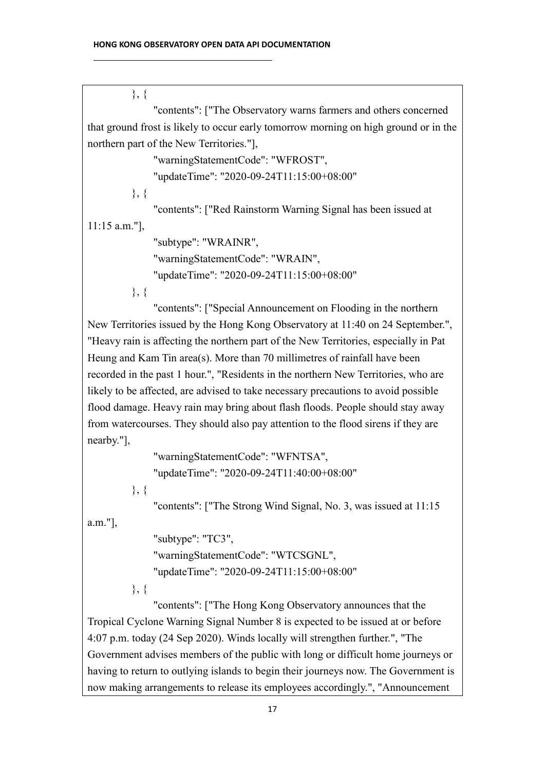```
}, {
        "contents": ["The Observatory warns farmers and others concerned that ground frost is likely to occur early tomorrow morning on high ground or in the northern part of the New Territories."],
        "warningStatementCode": "WFROST",
        "updateTime": "2020-09-24T11:15:00+08:00"
}, {
        "contents": ["Red Rainstorm Warning Signal has been issued at 11:15 a.m."],
        "subtype": "WRAINR",
        "warningStatementCode": "WRAIN",
        "updateTime": "2020-09-24T11:15:00+08:00"
}, {
        "contents": ["Special Announcement on Flooding in the northern New Territories issued by the Hong Kong Observatory at 11:40 on 24 September.", "Heavy rain is affecting the northern part of the New Territories, especially in Pat Heung and Kam Tin area(s). More than 70 millimetres of rainfall have been recorded in the past 1 hour.", "Residents in the northern New Territories, who are likely to be affected, are advised to take necessary precautions to avoid possible flood damage. Heavy rain may bring about flash floods. People should stay away from watercourses. They should also pay attention to the flood sirens if they are nearby."],
        "warningStatementCode": "WFNTSA",
        "updateTime": "2020-09-24T11:40:00+08:00"
}, {
        "contents": ["The Strong Wind Signal, No. 3, was issued at 11:15 a.m."],
        "subtype": "TC3",
        "warningStatementCode": "WTCSGNL",
        "updateTime": "2020-09-24T11:15:00+08:00"
}, {
        "contents": ["The Hong Kong Observatory announces that the Tropical Cyclone Warning Signal Number 8 is expected to be issued at or before 4:07 p.m. today (24 Sep 2020). Winds locally will strengthen further.", "The Government advises members of the public with long or difficult home journeys or having to return to outlying islands to begin their journeys now. The Government is now making arrangements to release its employees accordingly.", "Announcement
```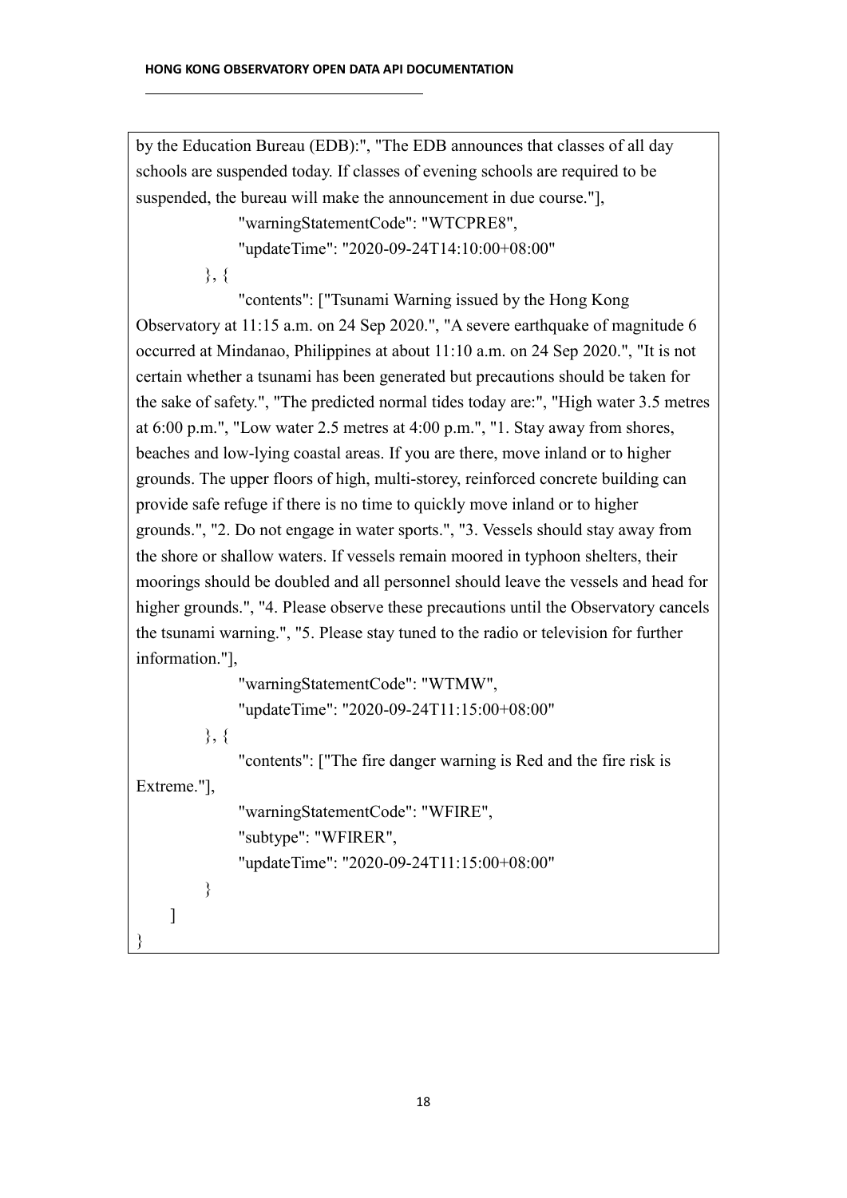```
by the Education Bureau (EDB):", "The EDB announces that classes of all day schools are suspended today. If classes of evening schools are required to be suspended, the bureau will make the announcement in due course."],
                "warningStatementCode": "WTCPRE8",
                "updateTime": "2020-09-24T14:10:00+08:00"
        }, {
                "contents": ["Tsunami Warning issued by the Hong Kong Observatory at 11:15 a.m. on 24 Sep 2020.", "A severe earthquake of magnitude 6 occurred at Mindanao, Philippines at about 11:10 a.m. on 24 Sep 2020.", "It is not certain whether a tsunami has been generated but precautions should be taken for the sake of safety.", "The predicted normal tides today are:", "High water 3.5 metres at 6:00 p.m.", "Low water 2.5 metres at 4:00 p.m.", "1. Stay away from shores, beaches and low-lying coastal areas. If you are there, move inland or to higher grounds. The upper floors of high, multi-storey, reinforced concrete building can provide safe refuge if there is no time to quickly move inland or to higher grounds.", "2. Do not engage in water sports.", "3. Vessels should stay away from the shore or shallow waters. If vessels remain moored in typhoon shelters, their moorings should be doubled and all personnel should leave the vessels and head for higher grounds.", "4. Please observe these precautions until the Observatory cancels the tsunami warning.", "5. Please stay tuned to the radio or television for further information."],
                "warningStatementCode": "WTMW",
                "updateTime": "2020-09-24T11:15:00+08:00"
        }, {
                "contents": ["The fire danger warning is Red and the fire risk is Extreme."],
                "warningStatementCode": "WFIRE",
                "subtype": "WFIRER",
                "updateTime": "2020-09-24T11:15:00+08:00"
        }
    ]
}
```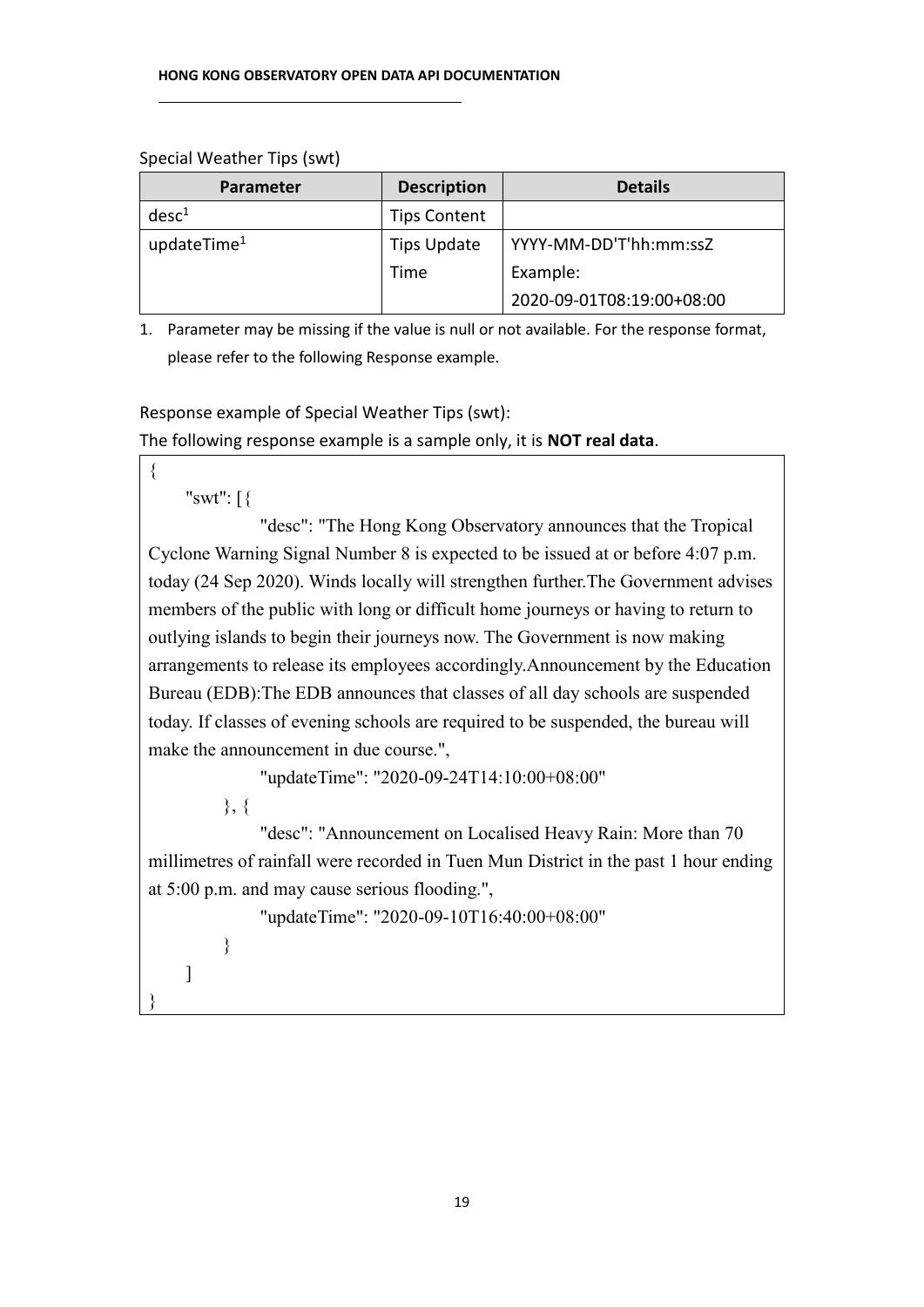Special Weather Tips (swt)

| Parameter | Description | Details |
| --- | --- | --- |
| desc[1] | Tips Content | |
| updateTime[1] | Tips Update Time | YYYY-MM-DD'T'hh:mm:ssZ<br>Example:<br>2020-09-01T08:19:00+08:00 |

1. Parameter may be missing if the value is null or not available. For the response format, please refer to the following Response example.

Response example of Special Weather Tips (swt):

The following response example is a sample only, it is **NOT real data**.

```
{
    "swt": [{
            "desc": "The Hong Kong Observatory announces that the Tropical Cyclone Warning Signal Number 8 is expected to be issued at or before 4:07 p.m. today (24 Sep 2020). Winds locally will strengthen further.The Government advises members of the public with long or difficult home journeys or having to return to outlying islands to begin their journeys now. The Government is now making arrangements to release its employees accordingly.Announcement by the Education Bureau (EDB):The EDB announces that classes of all day schools are suspended today. If classes of evening schools are required to be suspended, the bureau will make the announcement in due course.",
            "updateTime": "2020-09-24T14:10:00+08:00"
        }, {
            "desc": "Announcement on Localised Heavy Rain: More than 70 millimetres of rainfall were recorded in Tuen Mun District in the past 1 hour ending at 5:00 p.m. and may cause serious flooding.",
            "updateTime": "2020-09-10T16:40:00+08:00"
        }
    ]
}
```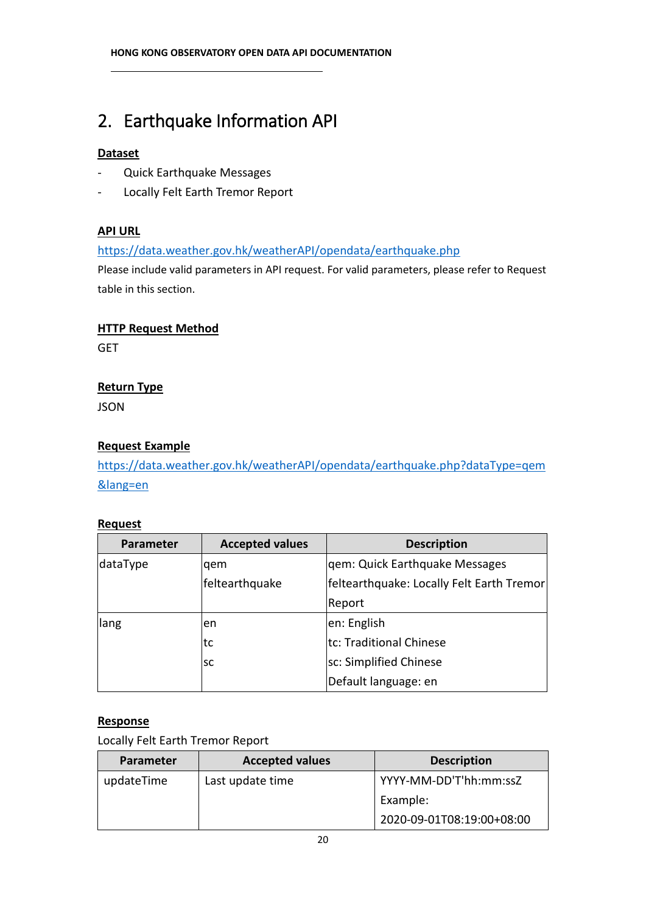## 2. Earthquake Information API

**Dataset**

- Quick Earthquake Messages
- Locally Felt Earth Tremor Report

**API URL**

https://data.weather.gov.hk/weatherAPI/opendata/earthquake.php

Please include valid parameters in API request. For valid parameters, please refer to Request table in this section.

**HTTP Request Method**

GET

**Return Type**

JSON

**Request Example**

https://data.weather.gov.hk/weatherAPI/opendata/earthquake.php?dataType=qem&lang=en

**Request**

| Parameter | Accepted values | Description |
|---|---|---|
| dataType | qem<br>feltearthquake | qem: Quick Earthquake Messages<br>feltearthquake: Locally Felt Earth Tremor Report |
| lang | en<br>tc<br>sc | en: English<br>tc: Traditional Chinese<br>sc: Simplified Chinese<br>Default language: en |

**Response**

Locally Felt Earth Tremor Report

| Parameter | Accepted values | Description |
|---|---|---|
| updateTime | Last update time | YYYY-MM-DD'T'hh:mm:ssZ<br>Example:<br>2020-09-01T08:19:00+08:00 |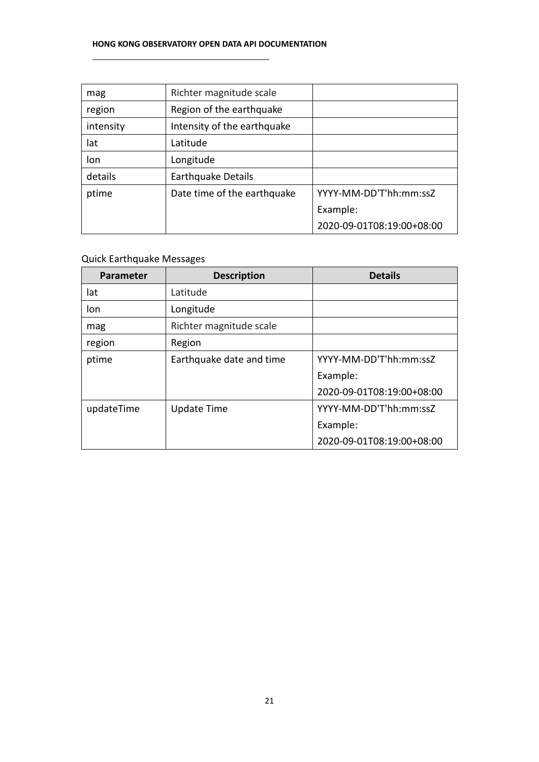| mag | Richter magnitude scale | |
|---|---|---|
| region | Region of the earthquake | |
| intensity | Intensity of the earthquake | |
| lat | Latitude | |
| lon | Longitude | |
| details | Earthquake Details | |
| ptime | Date time of the earthquake | YYYY-MM-DD'T'hh:mm:ssZ<br>Example:<br>2020-09-01T08:19:00+08:00 |

Quick Earthquake Messages

| Parameter | Description | Details |
|---|---|---|
| lat | Latitude | |
| lon | Longitude | |
| mag | Richter magnitude scale | |
| region | Region | |
| ptime | Earthquake date and time | YYYY-MM-DD'T'hh:mm:ssZ<br>Example:<br>2020-09-01T08:19:00+08:00 |
| updateTime | Update Time | YYYY-MM-DD'T'hh:mm:ssZ<br>Example:<br>2020-09-01T08:19:00+08:00 |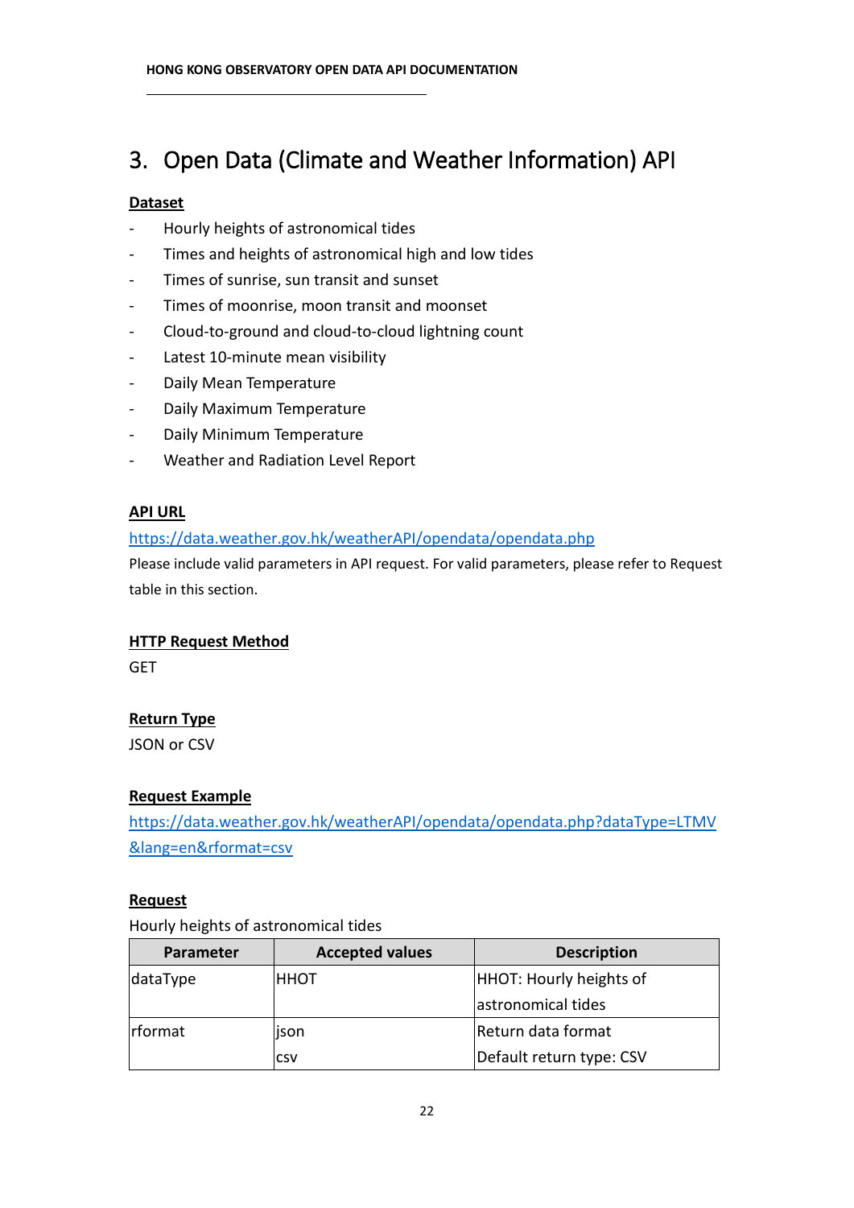# 3. Open Data (Climate and Weather Information) API

**Dataset**

- Hourly heights of astronomical tides
- Times and heights of astronomical high and low tides
- Times of sunrise, sun transit and sunset
- Times of moonrise, moon transit and moonset
- Cloud-to-ground and cloud-to-cloud lightning count
- Latest 10-minute mean visibility
- Daily Mean Temperature
- Daily Maximum Temperature
- Daily Minimum Temperature
- Weather and Radiation Level Report

**API URL**

https://data.weather.gov.hk/weatherAPI/opendata/opendata.php

Please include valid parameters in API request. For valid parameters, please refer to Request table in this section.

**HTTP Request Method**

GET

**Return Type**

JSON or CSV

**Request Example**

https://data.weather.gov.hk/weatherAPI/opendata/opendata.php?dataType=LTMV&lang=en&rformat=csv

**Request**

Hourly heights of astronomical tides

| Parameter | Accepted values | Description |
|---|---|---|
| dataType | HHOT | HHOT: Hourly heights of astronomical tides |
| rformat | json<br>csv | Return data format<br>Default return type: CSV |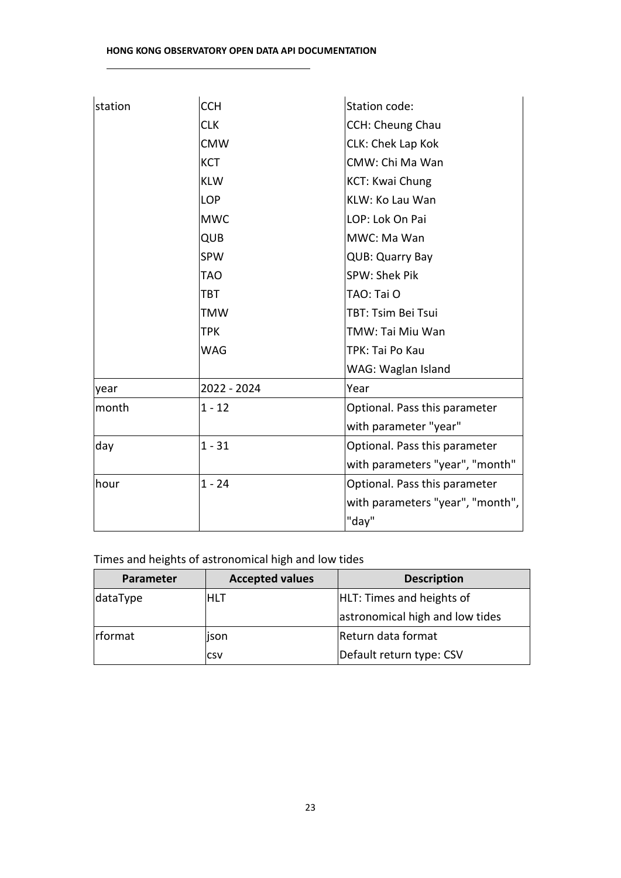| | | |
|---|---|---|
| station | CCH<br>CLK<br>CMW<br>KCT<br>KLW<br>LOP<br>MWC<br>QUB<br>SPW<br>TAO<br>TBT<br>TMW<br>TPK<br>WAG | Station code:<br>CCH: Cheung Chau<br>CLK: Chek Lap Kok<br>CMW: Chi Ma Wan<br>KCT: Kwai Chung<br>KLW: Ko Lau Wan<br>LOP: Lok On Pai<br>MWC: Ma Wan<br>QUB: Quarry Bay<br>SPW: Shek Pik<br>TAO: Tai O<br>TBT: Tsim Bei Tsui<br>TMW: Tai Miu Wan<br>TPK: Tai Po Kau<br>WAG: Waglan Island |
| year | 2022 - 2024 | Year |
| month | 1 - 12 | Optional. Pass this parameter with parameter "year" |
| day | 1 - 31 | Optional. Pass this parameter with parameters "year", "month" |
| hour | 1 - 24 | Optional. Pass this parameter with parameters "year", "month", "day" |

Times and heights of astronomical high and low tides

| Parameter | Accepted values | Description |
|---|---|---|
| dataType | HLT | HLT: Times and heights of astronomical high and low tides |
| rformat | json<br>csv | Return data format<br>Default return type: CSV |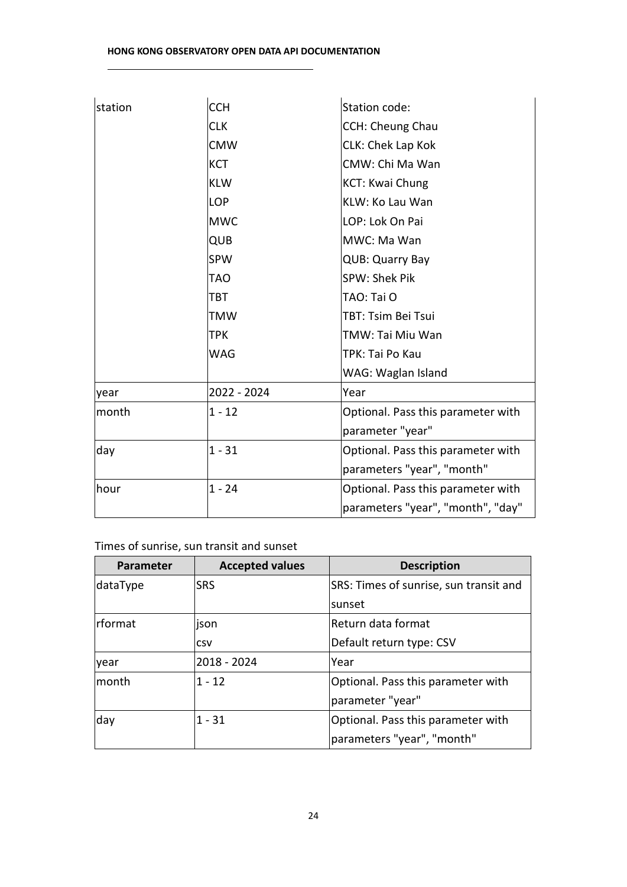| | | |
|---|---|---|
| station | CCH<br>CLK<br>CMW<br>KCT<br>KLW<br>LOP<br>MWC<br>QUB<br>SPW<br>TAO<br>TBT<br>TMW<br>TPK<br>WAG | Station code:<br>CCH: Cheung Chau<br>CLK: Chek Lap Kok<br>CMW: Chi Ma Wan<br>KCT: Kwai Chung<br>KLW: Ko Lau Wan<br>LOP: Lok On Pai<br>MWC: Ma Wan<br>QUB: Quarry Bay<br>SPW: Shek Pik<br>TAO: Tai O<br>TBT: Tsim Bei Tsui<br>TMW: Tai Miu Wan<br>TPK: Tai Po Kau<br>WAG: Waglan Island |
| year | 2022 - 2024 | Year |
| month | 1 - 12 | Optional. Pass this parameter with parameter "year" |
| day | 1 - 31 | Optional. Pass this parameter with parameters "year", "month" |
| hour | 1 - 24 | Optional. Pass this parameter with parameters "year", "month", "day" |

Times of sunrise, sun transit and sunset

| Parameter | Accepted values | Description |
|---|---|---|
| dataType | SRS | SRS: Times of sunrise, sun transit and sunset |
| rformat | json<br>csv | Return data format<br>Default return type: CSV |
| year | 2018 - 2024 | Year |
| month | 1 - 12 | Optional. Pass this parameter with parameter "year" |
| day | 1 - 31 | Optional. Pass this parameter with parameters "year", "month" |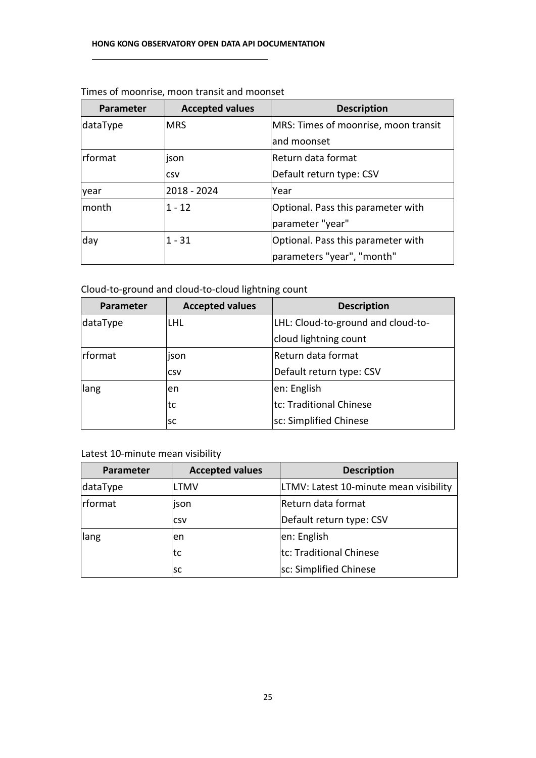Times of moonrise, moon transit and moonset

| Parameter | Accepted values | Description |
|---|---|---|
| dataType | MRS | MRS: Times of moonrise, moon transit and moonset |
| rformat | json<br>csv | Return data format<br>Default return type: CSV |
| year | 2018 - 2024 | Year |
| month | 1 - 12 | Optional. Pass this parameter with parameter "year" |
| day | 1 - 31 | Optional. Pass this parameter with parameters "year", "month" |

Cloud-to-ground and cloud-to-cloud lightning count

| Parameter | Accepted values | Description |
|---|---|---|
| dataType | LHL | LHL: Cloud-to-ground and cloud-to-cloud lightning count |
| rformat | json<br>csv | Return data format<br>Default return type: CSV |
| lang | en<br>tc<br>sc | en: English<br>tc: Traditional Chinese<br>sc: Simplified Chinese |

Latest 10-minute mean visibility

| Parameter | Accepted values | Description |
|---|---|---|
| dataType | LTMV | LTMV: Latest 10-minute mean visibility |
| rformat | json<br>csv | Return data format<br>Default return type: CSV |
| lang | en<br>tc<br>sc | en: English<br>tc: Traditional Chinese<br>sc: Simplified Chinese |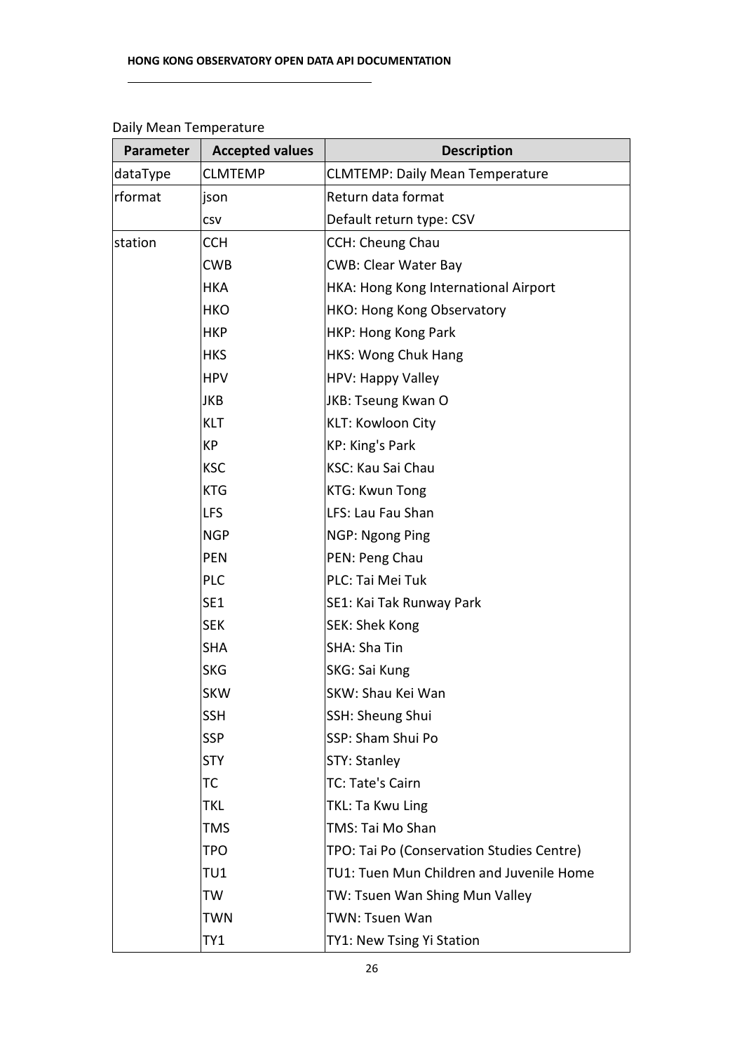Daily Mean Temperature

| Parameter | Accepted values | Description |
|---|---|---|
| dataType | CLMTEMP | CLMTEMP: Daily Mean Temperature |
| rformat | json | Return data format |
| | csv | Default return type: CSV |
| station | CCH | CCH: Cheung Chau |
| | CWB | CWB: Clear Water Bay |
| | HKA | HKA: Hong Kong International Airport |
| | HKO | HKO: Hong Kong Observatory |
| | HKP | HKP: Hong Kong Park |
| | HKS | HKS: Wong Chuk Hang |
| | HPV | HPV: Happy Valley |
| | JKB | JKB: Tseung Kwan O |
| | KLT | KLT: Kowloon City |
| | KP | KP: King's Park |
| | KSC | KSC: Kau Sai Chau |
| | KTG | KTG: Kwun Tong |
| | LFS | LFS: Lau Fau Shan |
| | NGP | NGP: Ngong Ping |
| | PEN | PEN: Peng Chau |
| | PLC | PLC: Tai Mei Tuk |
| | SE1 | SE1: Kai Tak Runway Park |
| | SEK | SEK: Shek Kong |
| | SHA | SHA: Sha Tin |
| | SKG | SKG: Sai Kung |
| | SKW | SKW: Shau Kei Wan |
| | SSH | SSH: Sheung Shui |
| | SSP | SSP: Sham Shui Po |
| | STY | STY: Stanley |
| | TC | TC: Tate's Cairn |
| | TKL | TKL: Ta Kwu Ling |
| | TMS | TMS: Tai Mo Shan |
| | TPO | TPO: Tai Po (Conservation Studies Centre) |
| | TU1 | TU1: Tuen Mun Children and Juvenile Home |
| | TW | TW: Tsuen Wan Shing Mun Valley |
| | TWN | TWN: Tsuen Wan |
| | TY1 | TY1: New Tsing Yi Station |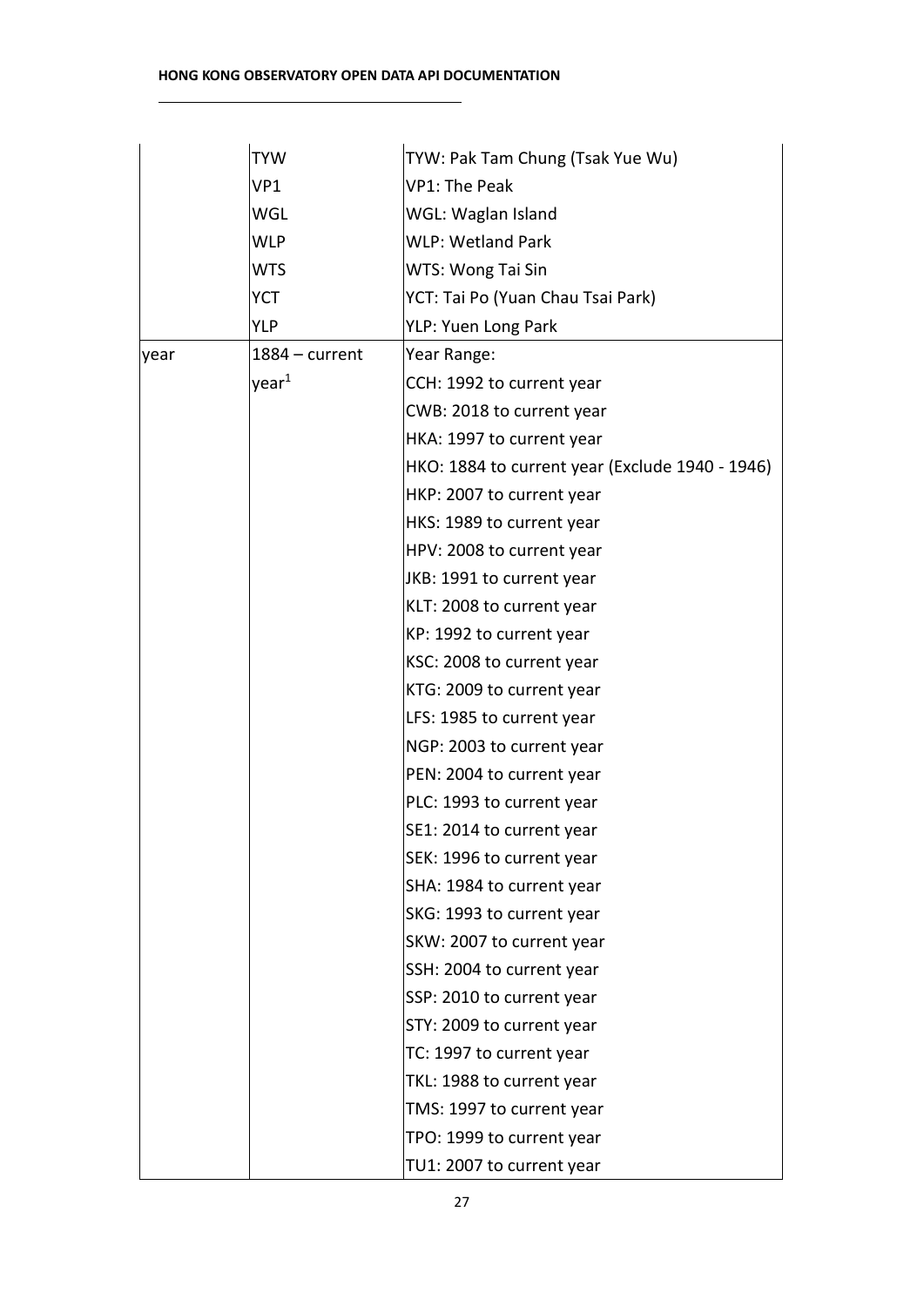| | | |
|---|---|---|
| | TYW | TYW: Pak Tam Chung (Tsak Yue Wu) |
| | VP1 | VP1: The Peak |
| | WGL | WGL: Waglan Island |
| | WLP | WLP: Wetland Park |
| | WTS | WTS: Wong Tai Sin |
| | YCT | YCT: Tai Po (Yuan Chau Tsai Park) |
| | YLP | YLP: Yuen Long Park |
| year | 1884 – current year[1] | Year Range:<br>CCH: 1992 to current year<br>CWB: 2018 to current year<br>HKA: 1997 to current year<br>HKO: 1884 to current year (Exclude 1940 - 1946)<br>HKP: 2007 to current year<br>HKS: 1989 to current year<br>HPV: 2008 to current year<br>JKB: 1991 to current year<br>KLT: 2008 to current year<br>KP: 1992 to current year<br>KSC: 2008 to current year<br>KTG: 2009 to current year<br>LFS: 1985 to current year<br>NGP: 2003 to current year<br>PEN: 2004 to current year<br>PLC: 1993 to current year<br>SE1: 2014 to current year<br>SEK: 1996 to current year<br>SHA: 1984 to current year<br>SKG: 1993 to current year<br>SKW: 2007 to current year<br>SSH: 2004 to current year<br>SSP: 2010 to current year<br>STY: 2009 to current year<br>TC: 1997 to current year<br>TKL: 1988 to current year<br>TMS: 1997 to current year<br>TPO: 1999 to current year<br>TU1: 2007 to current year |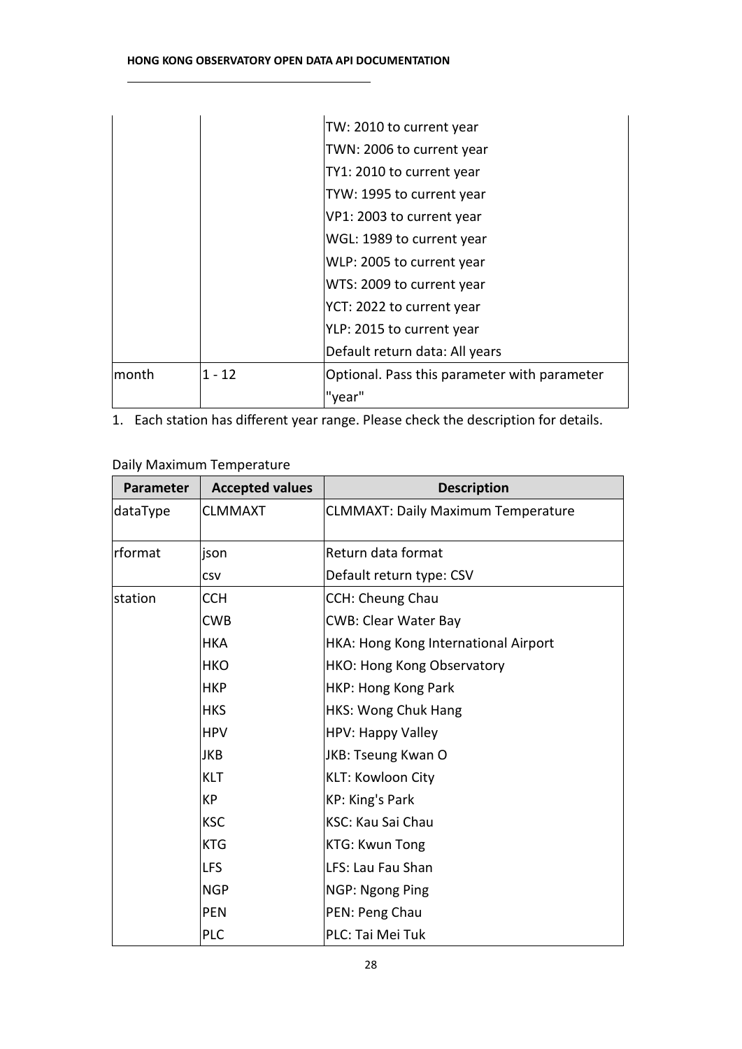| Parameter | Accepted values | Description |
|---|---|---|
| | | TW: 2010 to current year<br>TWN: 2006 to current year<br>TY1: 2010 to current year<br>TYW: 1995 to current year<br>VP1: 2003 to current year<br>WGL: 1989 to current year<br>WLP: 2005 to current year<br>WTS: 2009 to current year<br>YCT: 2022 to current year<br>YLP: 2015 to current year<br>Default return data: All years |
| month | 1 - 12 | Optional. Pass this parameter with parameter "year" |

1. Each station has different year range. Please check the description for details.

Daily Maximum Temperature

| Parameter | Accepted values | Description |
|---|---|---|
| dataType | CLMMAXT | CLMMAXT: Daily Maximum Temperature |
| rformat | json<br>csv | Return data format<br>Default return type: CSV |
| station | CCH<br>CWB<br>HKA<br>HKO<br>HKP<br>HKS<br>HPV<br>JKB<br>KLT<br>KP<br>KSC<br>KTG<br>LFS<br>NGP<br>PEN<br>PLC | CCH: Cheung Chau<br>CWB: Clear Water Bay<br>HKA: Hong Kong International Airport<br>HKO: Hong Kong Observatory<br>HKP: Hong Kong Park<br>HKS: Wong Chuk Hang<br>HPV: Happy Valley<br>JKB: Tseung Kwan O<br>KLT: Kowloon City<br>KP: King's Park<br>KSC: Kau Sai Chau<br>KTG: Kwun Tong<br>LFS: Lau Fau Shan<br>NGP: Ngong Ping<br>PEN: Peng Chau<br>PLC: Tai Mei Tuk |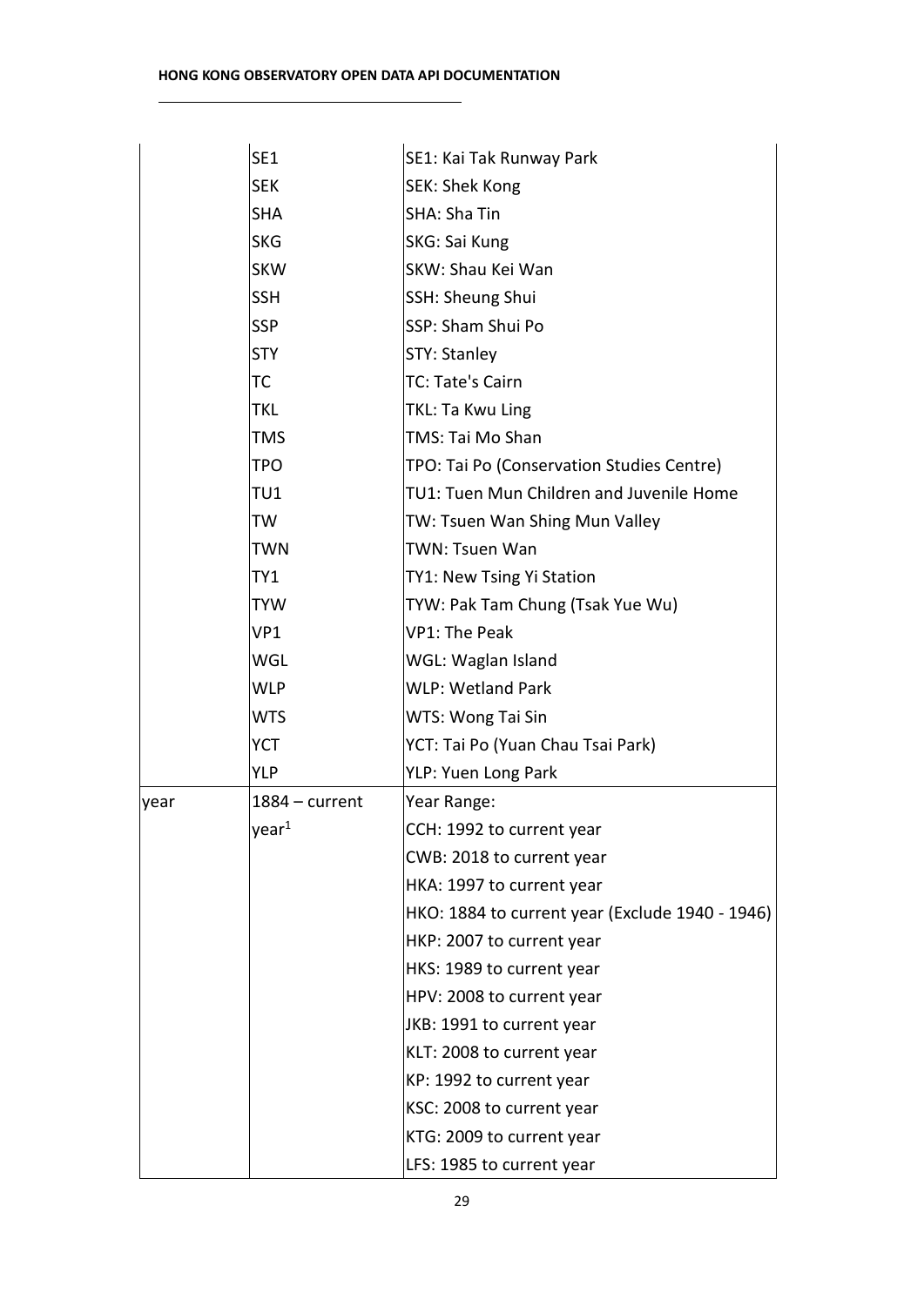| | | |
|---|---|---|
| | SE1 | SE1: Kai Tak Runway Park |
| | SEK | SEK: Shek Kong |
| | SHA | SHA: Sha Tin |
| | SKG | SKG: Sai Kung |
| | SKW | SKW: Shau Kei Wan |
| | SSH | SSH: Sheung Shui |
| | SSP | SSP: Sham Shui Po |
| | STY | STY: Stanley |
| | TC | TC: Tate's Cairn |
| | TKL | TKL: Ta Kwu Ling |
| | TMS | TMS: Tai Mo Shan |
| | TPO | TPO: Tai Po (Conservation Studies Centre) |
| | TU1 | TU1: Tuen Mun Children and Juvenile Home |
| | TW | TW: Tsuen Wan Shing Mun Valley |
| | TWN | TWN: Tsuen Wan |
| | TY1 | TY1: New Tsing Yi Station |
| | TYW | TYW: Pak Tam Chung (Tsak Yue Wu) |
| | VP1 | VP1: The Peak |
| | WGL | WGL: Waglan Island |
| | WLP | WLP: Wetland Park |
| | WTS | WTS: Wong Tai Sin |
| | YCT | YCT: Tai Po (Yuan Chau Tsai Park) |
| | YLP | YLP: Yuen Long Park |
| year | 1884 – current year[1] | Year Range:<br>CCH: 1992 to current year<br>CWB: 2018 to current year<br>HKA: 1997 to current year<br>HKO: 1884 to current year (Exclude 1940 - 1946)<br>HKP: 2007 to current year<br>HKS: 1989 to current year<br>HPV: 2008 to current year<br>JKB: 1991 to current year<br>KLT: 2008 to current year<br>KP: 1992 to current year<br>KSC: 2008 to current year<br>KTG: 2009 to current year<br>LFS: 1985 to current year |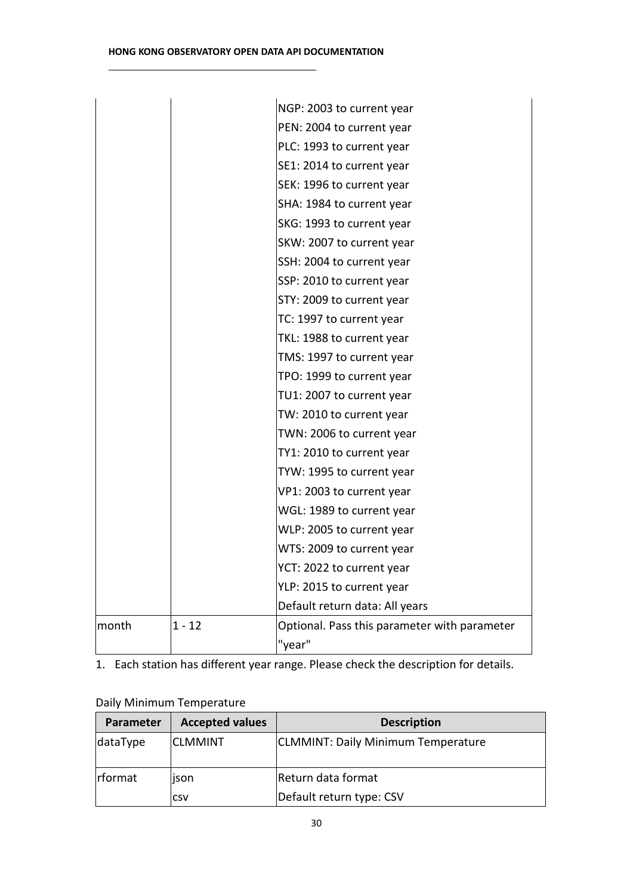| | | |
|---|---|---|
| | | NGP: 2003 to current year<br>PEN: 2004 to current year<br>PLC: 1993 to current year<br>SE1: 2014 to current year<br>SEK: 1996 to current year<br>SHA: 1984 to current year<br>SKG: 1993 to current year<br>SKW: 2007 to current year<br>SSH: 2004 to current year<br>SSP: 2010 to current year<br>STY: 2009 to current year<br>TC: 1997 to current year<br>TKL: 1988 to current year<br>TMS: 1997 to current year<br>TPO: 1999 to current year<br>TU1: 2007 to current year<br>TW: 2010 to current year<br>TWN: 2006 to current year<br>TY1: 2010 to current year<br>TYW: 1995 to current year<br>VP1: 2003 to current year<br>WGL: 1989 to current year<br>WLP: 2005 to current year<br>WTS: 2009 to current year<br>YCT: 2022 to current year<br>YLP: 2015 to current year<br>Default return data: All years |
| month | 1 - 12 | Optional. Pass this parameter with parameter "year" |

1. Each station has different year range. Please check the description for details.

Daily Minimum Temperature

| Parameter | Accepted values | Description |
|---|---|---|
| dataType | CLMMINT | CLMMINT: Daily Minimum Temperature |
| rformat | json<br>csv | Return data format<br>Default return type: CSV |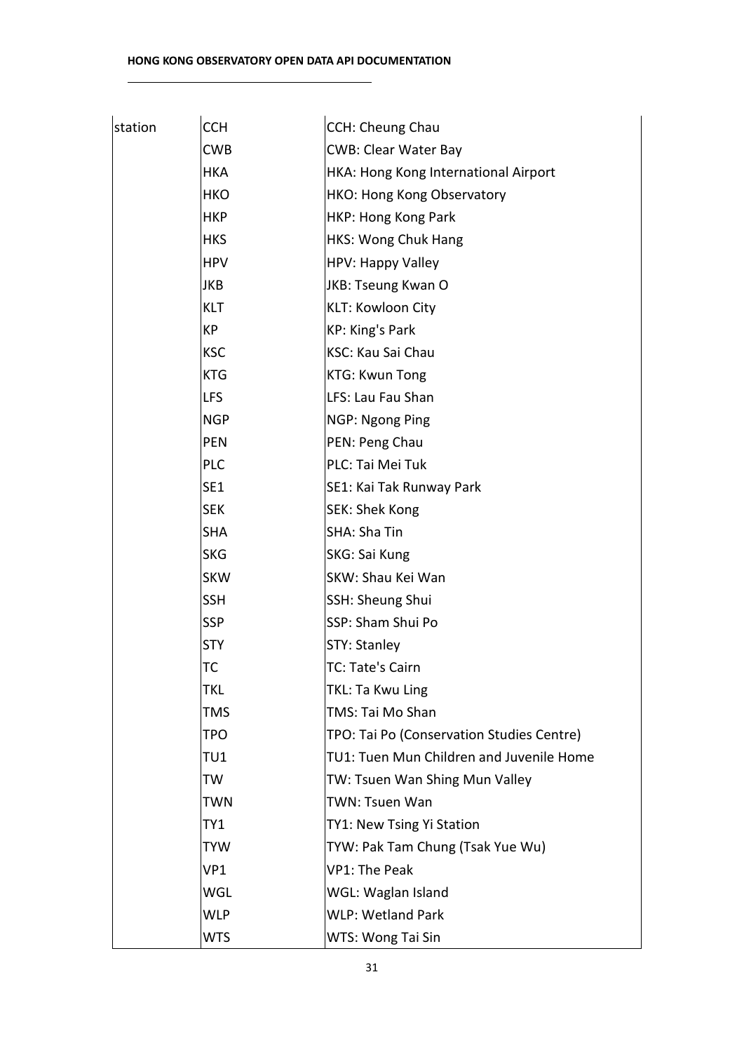| station | CCH | CCH: Cheung Chau |
| --- | --- | --- |
| | CWB | CWB: Clear Water Bay |
| | HKA | HKA: Hong Kong International Airport |
| | HKO | HKO: Hong Kong Observatory |
| | HKP | HKP: Hong Kong Park |
| | HKS | HKS: Wong Chuk Hang |
| | HPV | HPV: Happy Valley |
| | JKB | JKB: Tseung Kwan O |
| | KLT | KLT: Kowloon City |
| | KP | KP: King's Park |
| | KSC | KSC: Kau Sai Chau |
| | KTG | KTG: Kwun Tong |
| | LFS | LFS: Lau Fau Shan |
| | NGP | NGP: Ngong Ping |
| | PEN | PEN: Peng Chau |
| | PLC | PLC: Tai Mei Tuk |
| | SE1 | SE1: Kai Tak Runway Park |
| | SEK | SEK: Shek Kong |
| | SHA | SHA: Sha Tin |
| | SKG | SKG: Sai Kung |
| | SKW | SKW: Shau Kei Wan |
| | SSH | SSH: Sheung Shui |
| | SSP | SSP: Sham Shui Po |
| | STY | STY: Stanley |
| | TC | TC: Tate's Cairn |
| | TKL | TKL: Ta Kwu Ling |
| | TMS | TMS: Tai Mo Shan |
| | TPO | TPO: Tai Po (Conservation Studies Centre) |
| | TU1 | TU1: Tuen Mun Children and Juvenile Home |
| | TW | TW: Tsuen Wan Shing Mun Valley |
| | TWN | TWN: Tsuen Wan |
| | TY1 | TY1: New Tsing Yi Station |
| | TYW | TYW: Pak Tam Chung (Tsak Yue Wu) |
| | VP1 | VP1: The Peak |
| | WGL | WGL: Waglan Island |
| | WLP | WLP: Wetland Park |
| | WTS | WTS: Wong Tai Sin |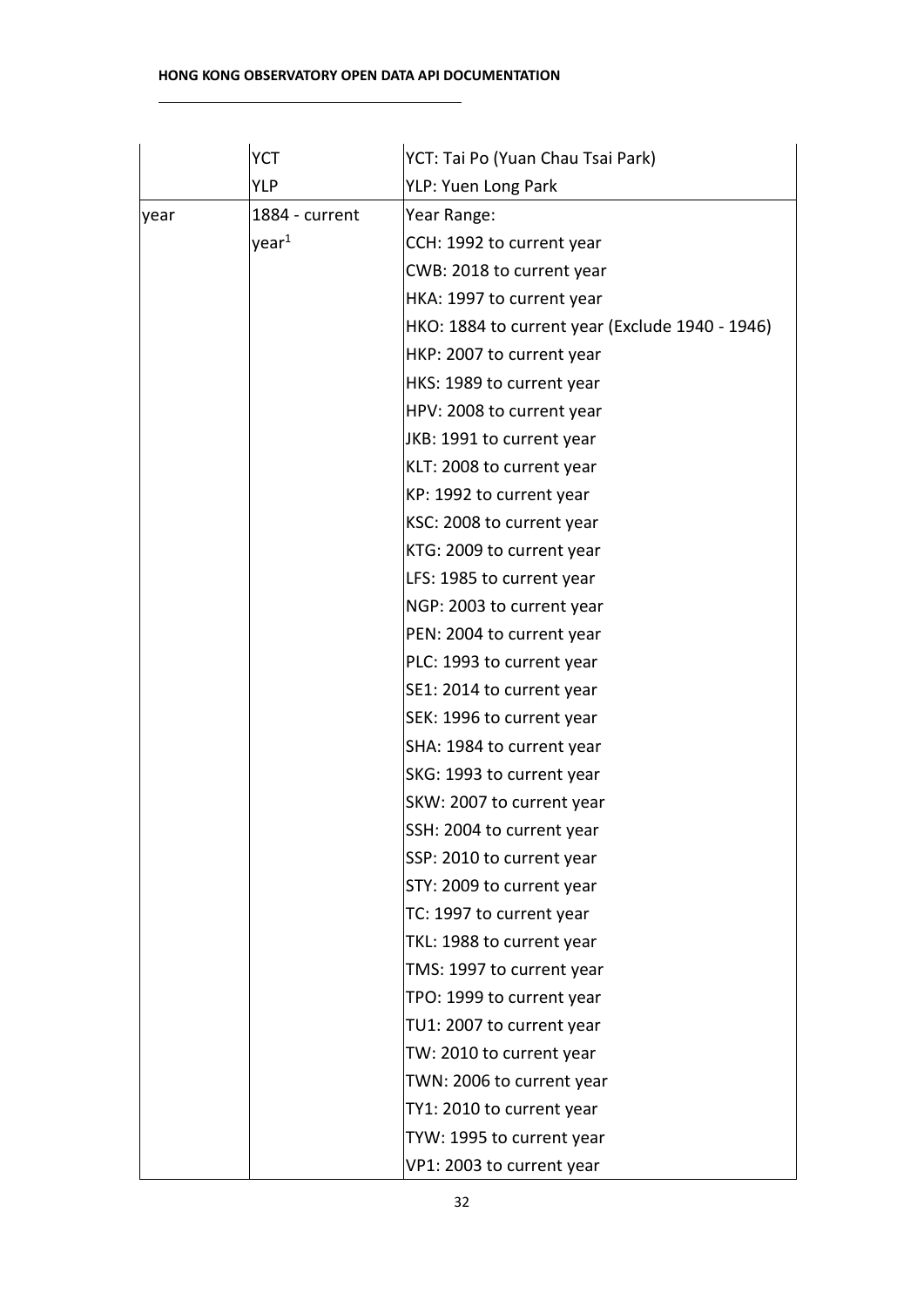| | | |
|---|---|---|
| | YCT | YCT: Tai Po (Yuan Chau Tsai Park) |
| | YLP | YLP: Yuen Long Park |
| year | 1884 - current year[1] | Year Range:<br>CCH: 1992 to current year<br>CWB: 2018 to current year<br>HKA: 1997 to current year<br>HKO: 1884 to current year (Exclude 1940 - 1946)<br>HKP: 2007 to current year<br>HKS: 1989 to current year<br>HPV: 2008 to current year<br>JKB: 1991 to current year<br>KLT: 2008 to current year<br>KP: 1992 to current year<br>KSC: 2008 to current year<br>KTG: 2009 to current year<br>LFS: 1985 to current year<br>NGP: 2003 to current year<br>PEN: 2004 to current year<br>PLC: 1993 to current year<br>SE1: 2014 to current year<br>SEK: 1996 to current year<br>SHA: 1984 to current year<br>SKG: 1993 to current year<br>SKW: 2007 to current year<br>SSH: 2004 to current year<br>SSP: 2010 to current year<br>STY: 2009 to current year<br>TC: 1997 to current year<br>TKL: 1988 to current year<br>TMS: 1997 to current year<br>TPO: 1999 to current year<br>TU1: 2007 to current year<br>TW: 2010 to current year<br>TWN: 2006 to current year<br>TY1: 2010 to current year<br>TYW: 1995 to current year<br>VP1: 2003 to current year |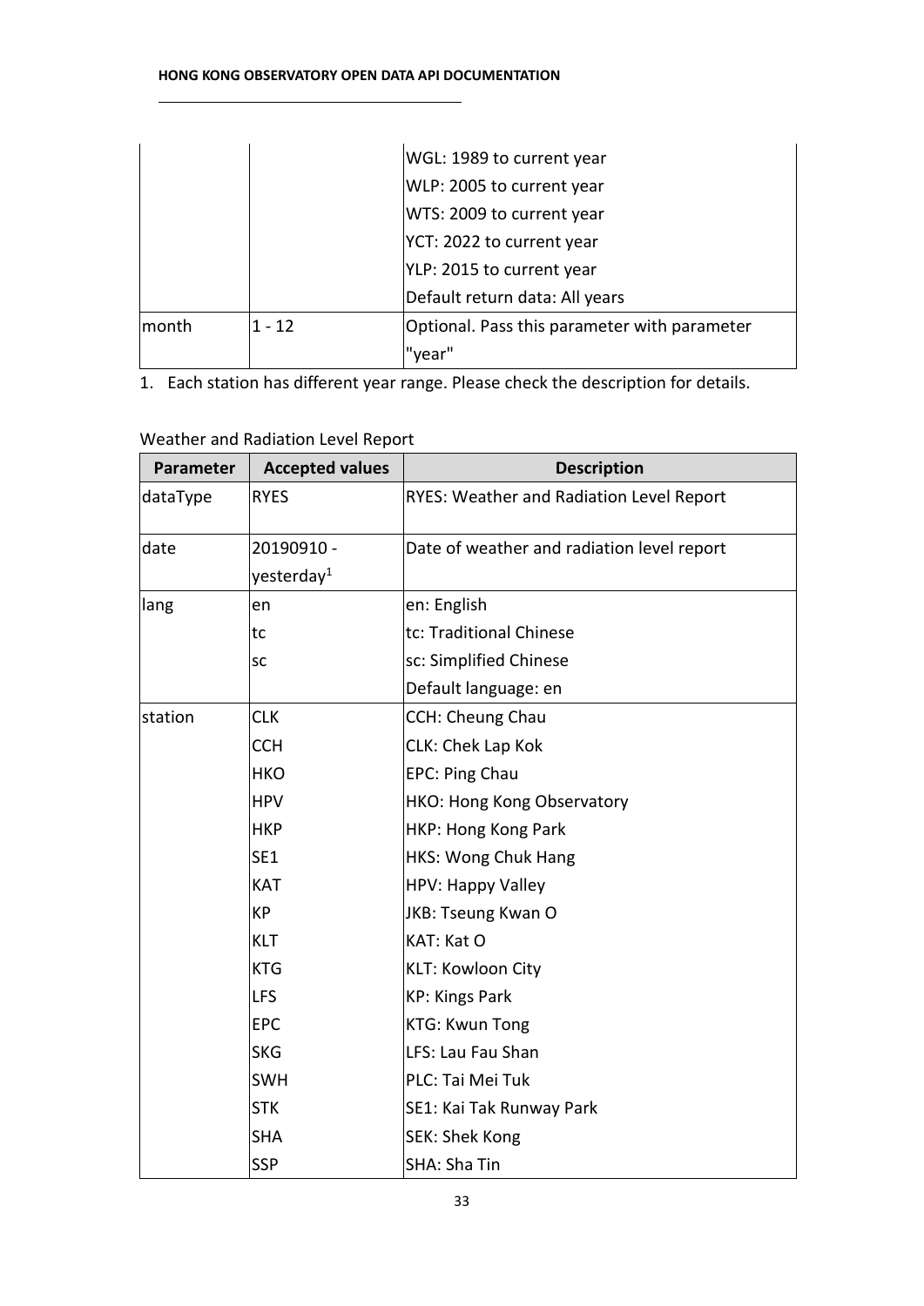| | | |
|---|---|---|
| | | WGL: 1989 to current year<br>WLP: 2005 to current year<br>WTS: 2009 to current year<br>YCT: 2022 to current year<br>YLP: 2015 to current year<br>Default return data: All years |
| month | 1 - 12 | Optional. Pass this parameter with parameter "year" |

1. Each station has different year range. Please check the description for details.

Weather and Radiation Level Report

| Parameter | Accepted values | Description |
|---|---|---|
| dataType | RYES | RYES: Weather and Radiation Level Report |
| date | 20190910 - yesterday[1] | Date of weather and radiation level report |
| lang | en<br>tc<br>sc | en: English<br>tc: Traditional Chinese<br>sc: Simplified Chinese<br>Default language: en |
| station | CLK<br>CCH<br>HKO<br>HPV<br>HKP<br>SE1<br>KAT<br>KP<br>KLT<br>KTG<br>LFS<br>EPC<br>SKG<br>SWH<br>STK<br>SHA<br>SSP | CCH: Cheung Chau<br>CLK: Chek Lap Kok<br>EPC: Ping Chau<br>HKO: Hong Kong Observatory<br>HKP: Hong Kong Park<br>HKS: Wong Chuk Hang<br>HPV: Happy Valley<br>JKB: Tseung Kwan O<br>KAT: Kat O<br>KLT: Kowloon City<br>KP: Kings Park<br>KTG: Kwun Tong<br>LFS: Lau Fau Shan<br>PLC: Tai Mei Tuk<br>SE1: Kai Tak Runway Park<br>SEK: Shek Kong<br>SHA: Sha Tin |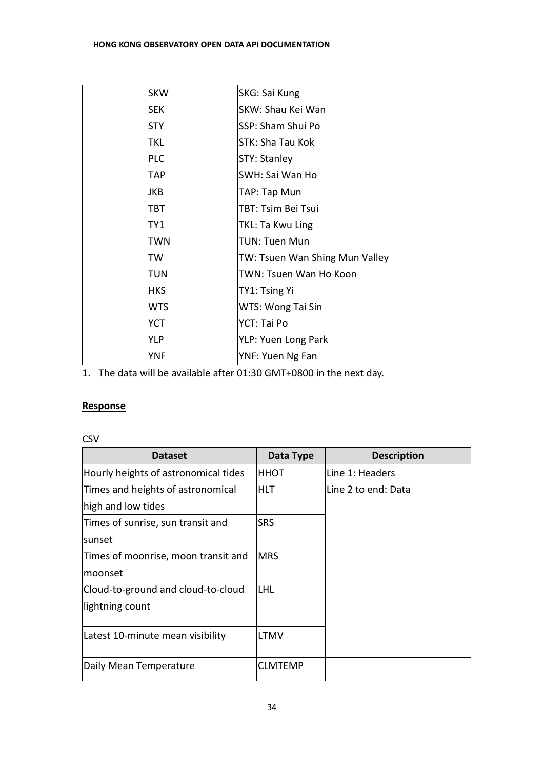| | | |
|---|---|---|
| | SKW | SKG: Sai Kung |
| | SEK | SKW: Shau Kei Wan |
| | STY | SSP: Sham Shui Po |
| | TKL | STK: Sha Tau Kok |
| | PLC | STY: Stanley |
| | TAP | SWH: Sai Wan Ho |
| | JKB | TAP: Tap Mun |
| | TBT | TBT: Tsim Bei Tsui |
| | TY1 | TKL: Ta Kwu Ling |
| | TWN | TUN: Tuen Mun |
| | TW | TW: Tsuen Wan Shing Mun Valley |
| | TUN | TWN: Tsuen Wan Ho Koon |
| | HKS | TY1: Tsing Yi |
| | WTS | WTS: Wong Tai Sin |
| | YCT | YCT: Tai Po |
| | YLP | YLP: Yuen Long Park |
| | YNF | YNF: Yuen Ng Fan |

1. The data will be available after 01:30 GMT+0800 in the next day.

**Response**

CSV

| Dataset | Data Type | Description |
|---|---|---|
| Hourly heights of astronomical tides | HHOT | Line 1: Headers |
| Times and heights of astronomical high and low tides | HLT | Line 2 to end: Data |
| Times of sunrise, sun transit and sunset | SRS | |
| Times of moonrise, moon transit and moonset | MRS | |
| Cloud-to-ground and cloud-to-cloud lightning count | LHL | |
| Latest 10-minute mean visibility | LTMV | |
| Daily Mean Temperature | CLMTEMP | |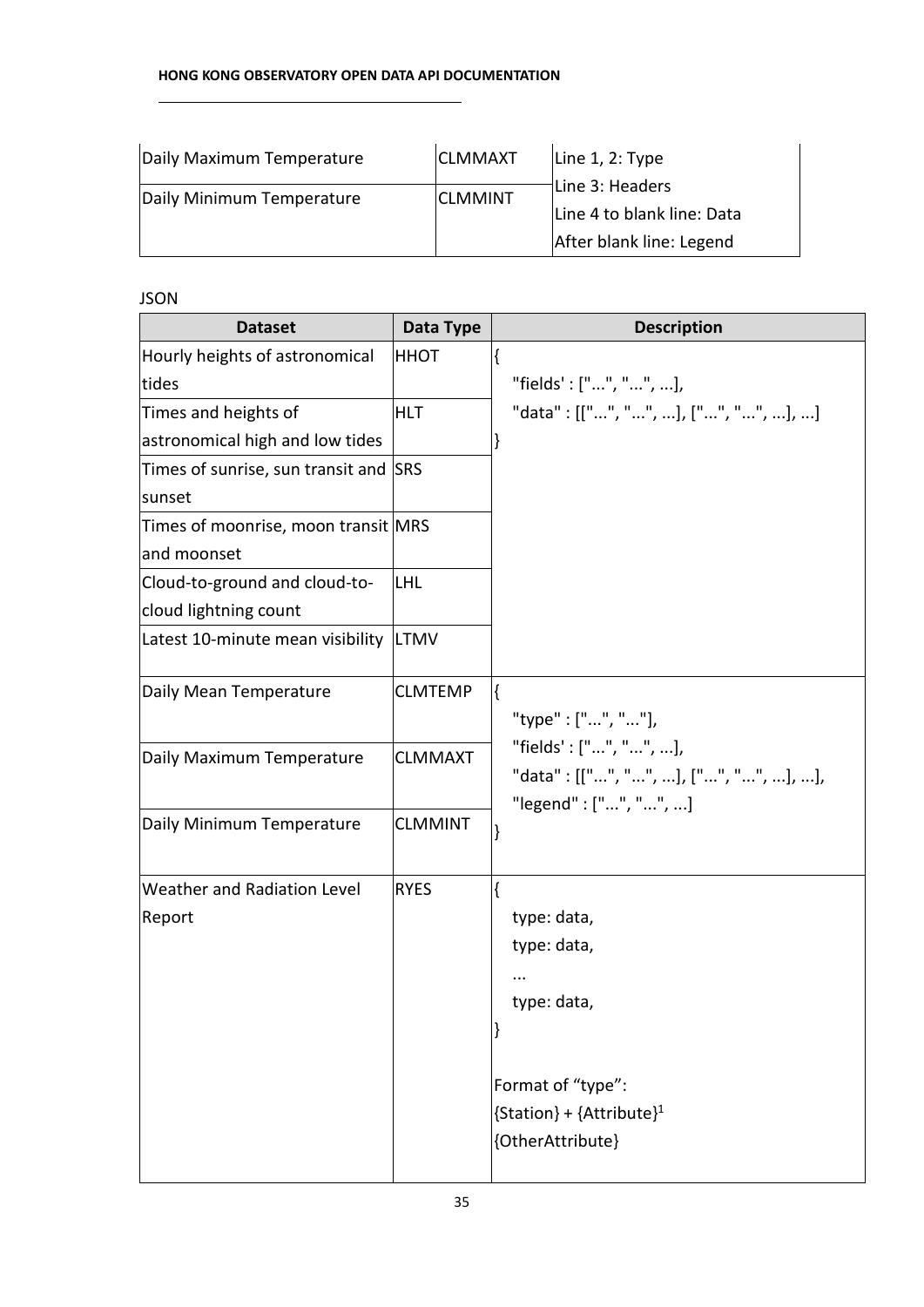| | | |
|---|---|---|
| Daily Maximum Temperature | CLMMAXT | Line 1, 2: Type<br>Line 3: Headers<br>Line 4 to blank line: Data<br>After blank line: Legend |
| Daily Minimum Temperature | CLMMINT | |

JSON

| Dataset | Data Type | Description |
|---|---|---|
| Hourly heights of astronomical tides | HHOT | { "fields' : ["...", "...", ...], "data" : [["...", "...", ...], ["...", "...", ...], ...] } |
| Times and heights of astronomical high and low tides | HLT | |
| Times of sunrise, sun transit and sunset | SRS | |
| Times of moonrise, moon transit and moonset | MRS | |
| Cloud-to-ground and cloud-to-cloud lightning count | LHL | |
| Latest 10-minute mean visibility | LTMV | |
| Daily Mean Temperature | CLMTEMP | { "type" : ["...", "..."], "fields' : ["...", "...", ...], "data" : [["...", "...", ...], ["...", "...", ...], ...], "legend" : ["...", "...", ...] } |
| Daily Maximum Temperature | CLMMAXT | |
| Daily Minimum Temperature | CLMMINT | |
| Weather and Radiation Level Report | RYES | { type: data, type: data, ... type: data, }<br><br>Format of "type":<br>{Station} + {Attribute}[1]<br>{OtherAttribute} |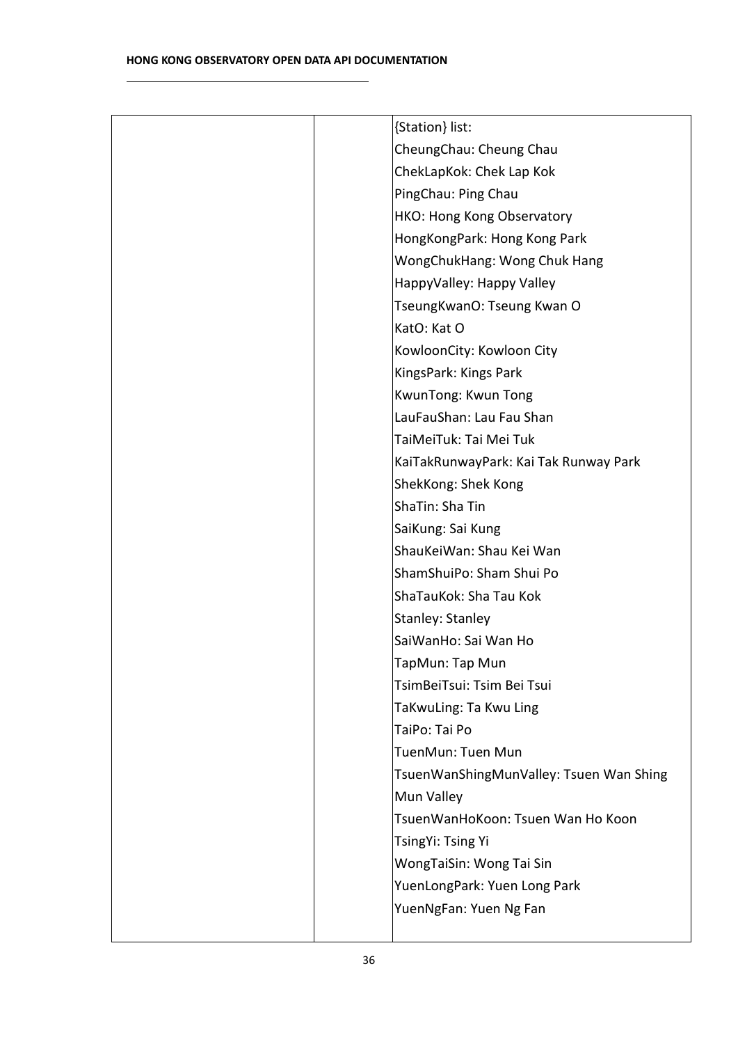|  |  | {Station} list:<br>CheungChau: Cheung Chau<br>ChekLapKok: Chek Lap Kok<br>PingChau: Ping Chau<br>HKO: Hong Kong Observatory<br>HongKongPark: Hong Kong Park<br>WongChukHang: Wong Chuk Hang<br>HappyValley: Happy Valley<br>TseungKwanO: Tseung Kwan O<br>KatO: Kat O<br>KowloonCity: Kowloon City<br>KingsPark: Kings Park<br>KwunTong: Kwun Tong<br>LauFauShan: Lau Fau Shan<br>TaiMeiTuk: Tai Mei Tuk<br>KaiTakRunwayPark: Kai Tak Runway Park<br>ShekKong: Shek Kong<br>ShaTin: Sha Tin<br>SaiKung: Sai Kung<br>ShauKeiWan: Shau Kei Wan<br>ShamShuiPo: Sham Shui Po<br>ShaTauKok: Sha Tau Kok<br>Stanley: Stanley<br>SaiWanHo: Sai Wan Ho<br>TapMun: Tap Mun<br>TsimBeiTsui: Tsim Bei Tsui<br>TaKwuLing: Ta Kwu Ling<br>TaiPo: Tai Po<br>TuenMun: Tuen Mun<br>TsuenWanShingMunValley: Tsuen Wan Shing Mun Valley<br>TsuenWanHoKoon: Tsuen Wan Ho Koon<br>TsingYi: Tsing Yi<br>WongTaiSin: Wong Tai Sin<br>YuenLongPark: Yuen Long Park<br>YuenNgFan: Yuen Ng Fan |
|---|---|---|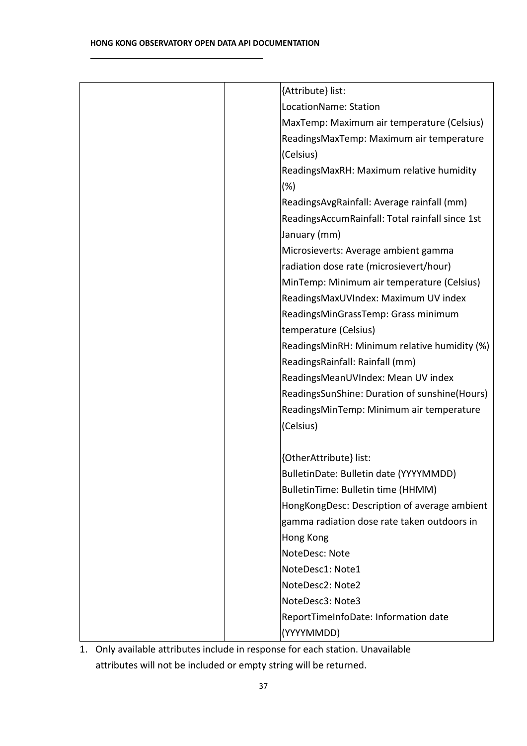| | | |
|---|---|---|
| | | {Attribute} list:<br>LocationName: Station<br>MaxTemp: Maximum air temperature (Celsius)<br>ReadingsMaxTemp: Maximum air temperature (Celsius)<br>ReadingsMaxRH: Maximum relative humidity (%)<br>ReadingsAvgRainfall: Average rainfall (mm)<br>ReadingsAccumRainfall: Total rainfall since 1st January (mm)<br>Microsieverts: Average ambient gamma radiation dose rate (microsievert/hour)<br>MinTemp: Minimum air temperature (Celsius)<br>ReadingsMaxUVIndex: Maximum UV index<br>ReadingsMinGrassTemp: Grass minimum temperature (Celsius)<br>ReadingsMinRH: Minimum relative humidity (%)<br>ReadingsRainfall: Rainfall (mm)<br>ReadingsMeanUVIndex: Mean UV index<br>ReadingsSunShine: Duration of sunshine(Hours)<br>ReadingsMinTemp: Minimum air temperature (Celsius)<br><br>{OtherAttribute} list:<br>BulletinDate: Bulletin date (YYYYMMDD)<br>BulletinTime: Bulletin time (HHMM)<br>HongKongDesc: Description of average ambient gamma radiation dose rate taken outdoors in Hong Kong<br>NoteDesc: Note<br>NoteDesc1: Note1<br>NoteDesc2: Note2<br>NoteDesc3: Note3<br>ReportTimeInfoDate: Information date (YYYYMMDD) |

1. Only available attributes include in response for each station. Unavailable attributes will not be included or empty string will be returned.